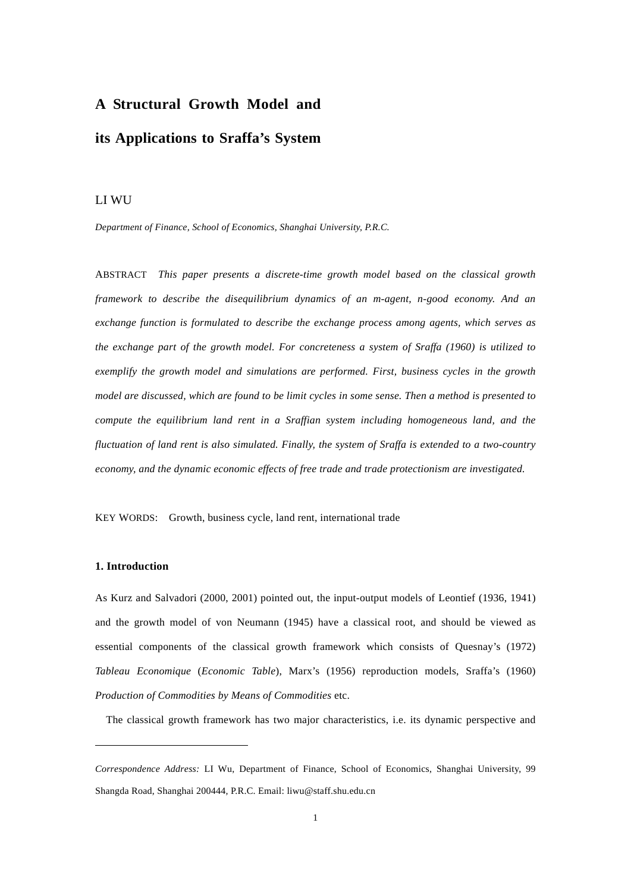# A Structural Growth Model and its Applications to Sraffa's System

LI WU

*Department of Finance, School of Economics, Shanghai University, P.R.C.*

ABSTRACT *This paper presents a discrete-time growth model based on the classical growth framework to describe the disequilibrium dynamics of an m-agent, n-good economy. And an exchange function is formulated to describe the exchange process among agents, which serves as the exchange part of the growth model. For concreteness a system of Sraffa (1960) is utilized to exemplify the growth model and simulations are performed. First, business cycles in the growth model are discussed, which are found to be limit cycles in some sense. Then a method is presented to compute the equilibrium land rent in a Sraffian system including homogeneous land, and the fluctuation of land rent is also simulated. Finally, the system of Sraffa is extended to a two-country economy, and the dynamic economic effects of free trade and trade protectionism are investigated.*

KEY WORDS: Growth, business cycle, land rent, international trade

## 1. Introduction

As Kurz and Salvadori (2000, 2001) pointed out, the input-output models of Leontief (1936, 1941) and the growth model of von Neumann (1945) have a classical root, and should be viewed as essential components of the classical growth framework which consists of Quesnay's (1972) *Tableau Economique* (*Economic Table*), Marx's (1956) reproduction models, Sraffa's (1960) *Production of Commodities by Means of Commodities* etc.

The classical growth framework has two major characteristics, i.e. its dynamic perspective and

---

*Correspondence Address:* LI Wu, Department of Finance, School of Economics, Shanghai University, 99 Shangda Road, Shanghai 200444, P.R.C. Email: liwu@staff.shu.edu.cn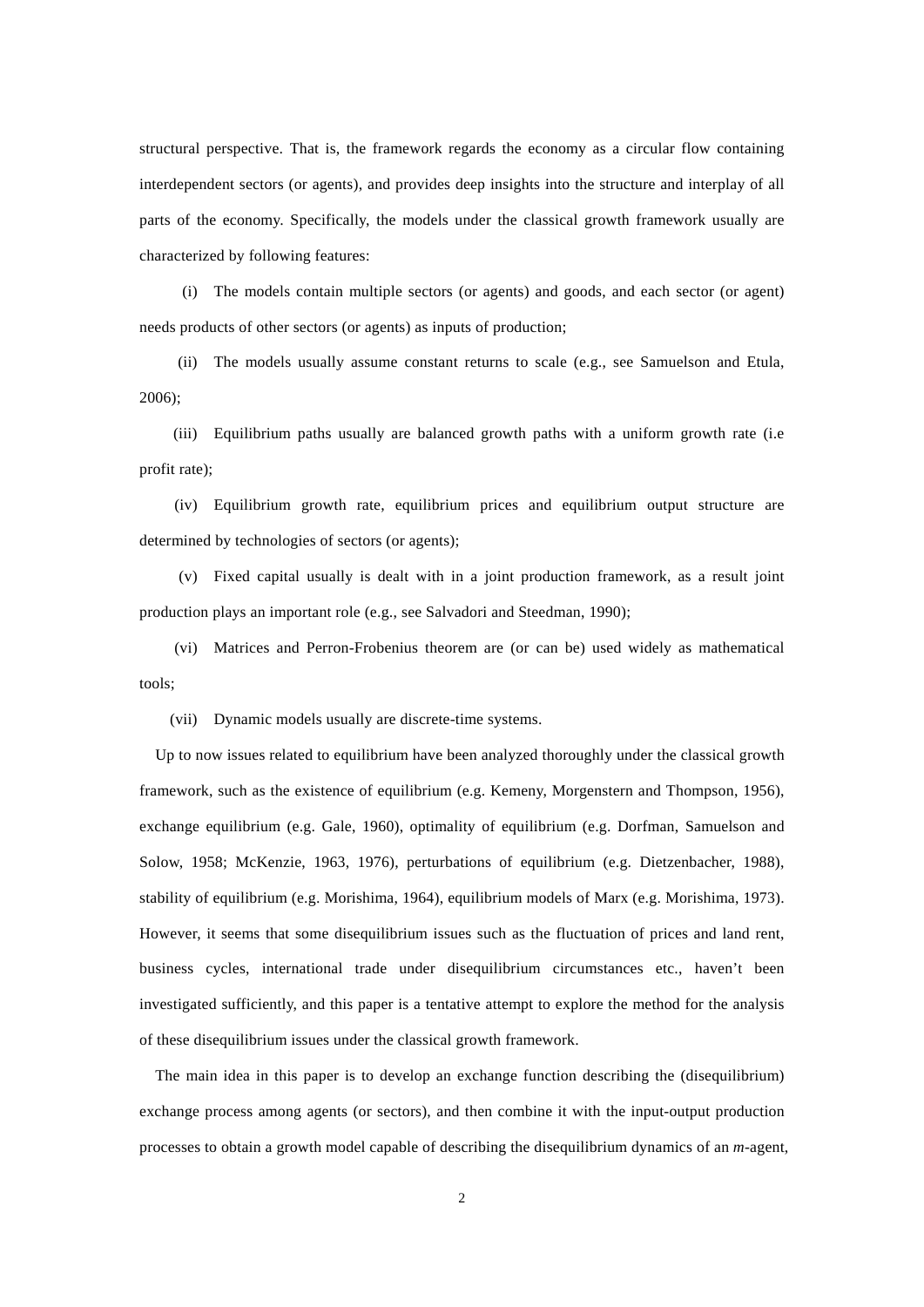structural perspective. That is, the framework regards the economy as a circular flow containing interdependent sectors (or agents), and provides deep insights into the structure and interplay of all parts of the economy. Specifically, the models under the classical growth framework usually are characterized by following features:

(i) The models contain multiple sectors (or agents) and goods, and each sector (or agent) needs products of other sectors (or agents) as inputs of production;

(ii) The models usually assume constant returns to scale (e.g., see Samuelson and Etula, 2006);

(iii) Equilibrium paths usually are balanced growth paths with a uniform growth rate (i.e profit rate);

(iv) Equilibrium growth rate, equilibrium prices and equilibrium output structure are determined by technologies of sectors (or agents);

(v) Fixed capital usually is dealt with in a joint production framework, as a result joint production plays an important role (e.g., see Salvadori and Steedman, 1990);

(vi) Matrices and Perron-Frobenius theorem are (or can be) used widely as mathematical tools;

(vii) Dynamic models usually are discrete-time systems.

Up to now issues related to equilibrium have been analyzed thoroughly under the classical growth framework, such as the existence of equilibrium (e.g. Kemeny, Morgenstern and Thompson, 1956), exchange equilibrium (e.g. Gale, 1960), optimality of equilibrium (e.g. Dorfman, Samuelson and Solow, 1958; McKenzie, 1963, 1976), perturbations of equilibrium (e.g. Dietzenbacher, 1988), stability of equilibrium (e.g. Morishima, 1964), equilibrium models of Marx (e.g. Morishima, 1973). However, it seems that some disequilibrium issues such as the fluctuation of prices and land rent, business cycles, international trade under disequilibrium circumstances etc., haven't been investigated sufficiently, and this paper is a tentative attempt to explore the method for the analysis of these disequilibrium issues under the classical growth framework.

The main idea in this paper is to develop an exchange function describing the (disequilibrium) exchange process among agents (or sectors), and then combine it with the input-output production processes to obtain a growth model capable of describing the disequilibrium dynamics of an *m*-agent,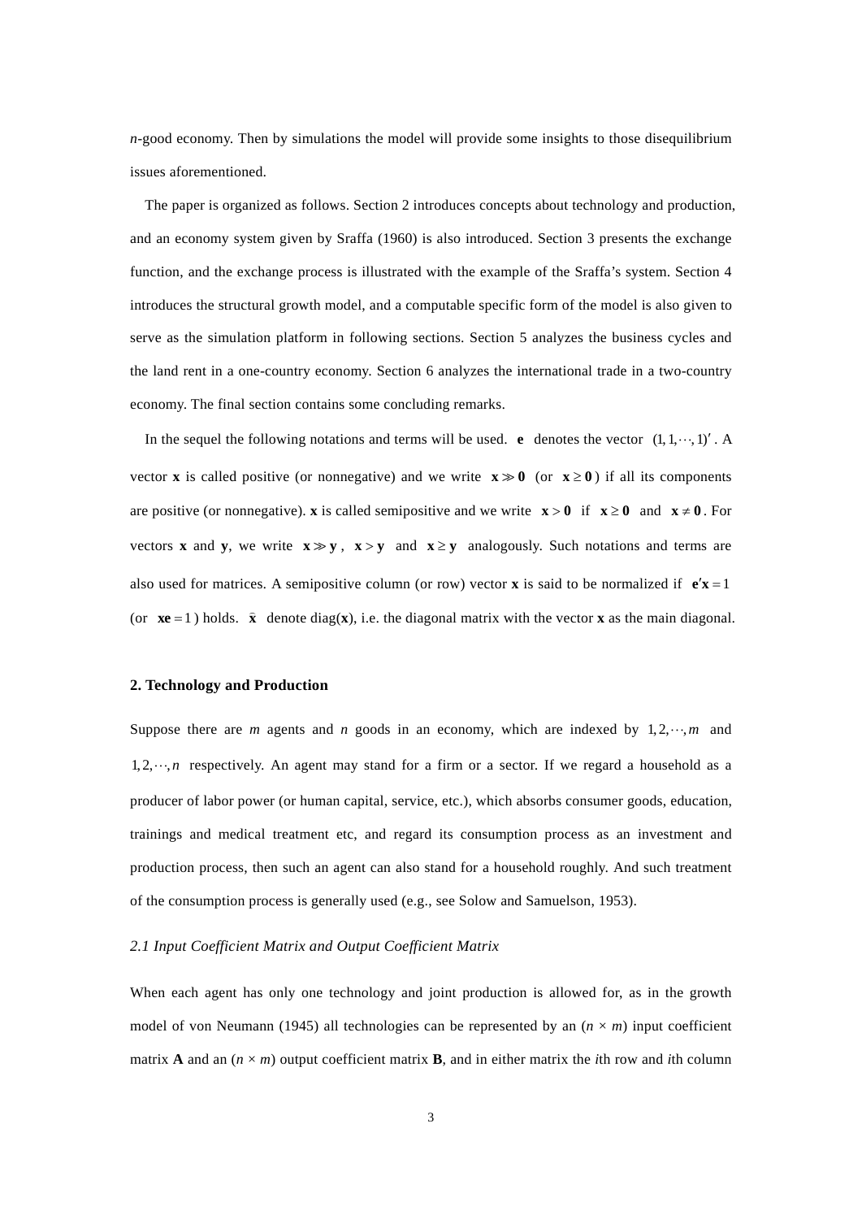$n$-good economy. Then by simulations the model will provide some insights to those disequilibrium issues aforementioned.

The paper is organized as follows. Section 2 introduces concepts about technology and production, and an economy system given by Sraffa (1960) is also introduced. Section 3 presents the exchange function, and the exchange process is illustrated with the example of the Sraffa's system. Section 4 introduces the structural growth model, and a computable specific form of the model is also given to serve as the simulation platform in following sections. Section 5 analyzes the business cycles and the land rent in a one-country economy. Section 6 analyzes the international trade in a two-country economy. The final section contains some concluding remarks.

In the sequel the following notations and terms will be used. $\mathbf{e}$ denotes the vector $(1,1,\cdots,1)'$. A vector $\mathbf{x}$ is called positive (or nonnegative) and we write $\mathbf{x} \gg \mathbf{0}$ (or $\mathbf{x} \geq \mathbf{0}$) if all its components are positive (or nonnegative). $\mathbf{x}$ is called semipositive and we write $\mathbf{x} > \mathbf{0}$ if $\mathbf{x} \geq \mathbf{0}$ and $\mathbf{x} \neq \mathbf{0}$. For vectors $\mathbf{x}$ and $\mathbf{y}$, we write $\mathbf{x} \gg \mathbf{y}$, $\mathbf{x} > \mathbf{y}$ and $\mathbf{x} \geq \mathbf{y}$ analogously. Such notations and terms are also used for matrices. A semipositive column (or row) vector $\mathbf{x}$ is said to be normalized if $\mathbf{e}'\mathbf{x} = 1$ (or $\mathbf{x}\mathbf{e} = 1$) holds. $\hat{\mathbf{x}}$ denote diag($\mathbf{x}$), i.e. the diagonal matrix with the vector $\mathbf{x}$ as the main diagonal.

## 2. Technology and Production

Suppose there are $m$ agents and $n$ goods in an economy, which are indexed by $1,2,\cdots,m$ and $1,2,\cdots,n$ respectively. An agent may stand for a firm or a sector. If we regard a household as a producer of labor power (or human capital, service, etc.), which absorbs consumer goods, education, trainings and medical treatment etc, and regard its consumption process as an investment and production process, then such an agent can also stand for a household roughly. And such treatment of the consumption process is generally used (e.g., see Solow and Samuelson, 1953).

### *2.1 Input Coefficient Matrix and Output Coefficient Matrix*

When each agent has only one technology and joint production is allowed for, as in the growth model of von Neumann (1945) all technologies can be represented by an ($n \times m$) input coefficient matrix $\mathbf{A}$ and an ($n \times m$) output coefficient matrix $\mathbf{B}$, and in either matrix the $i$th row and $i$th column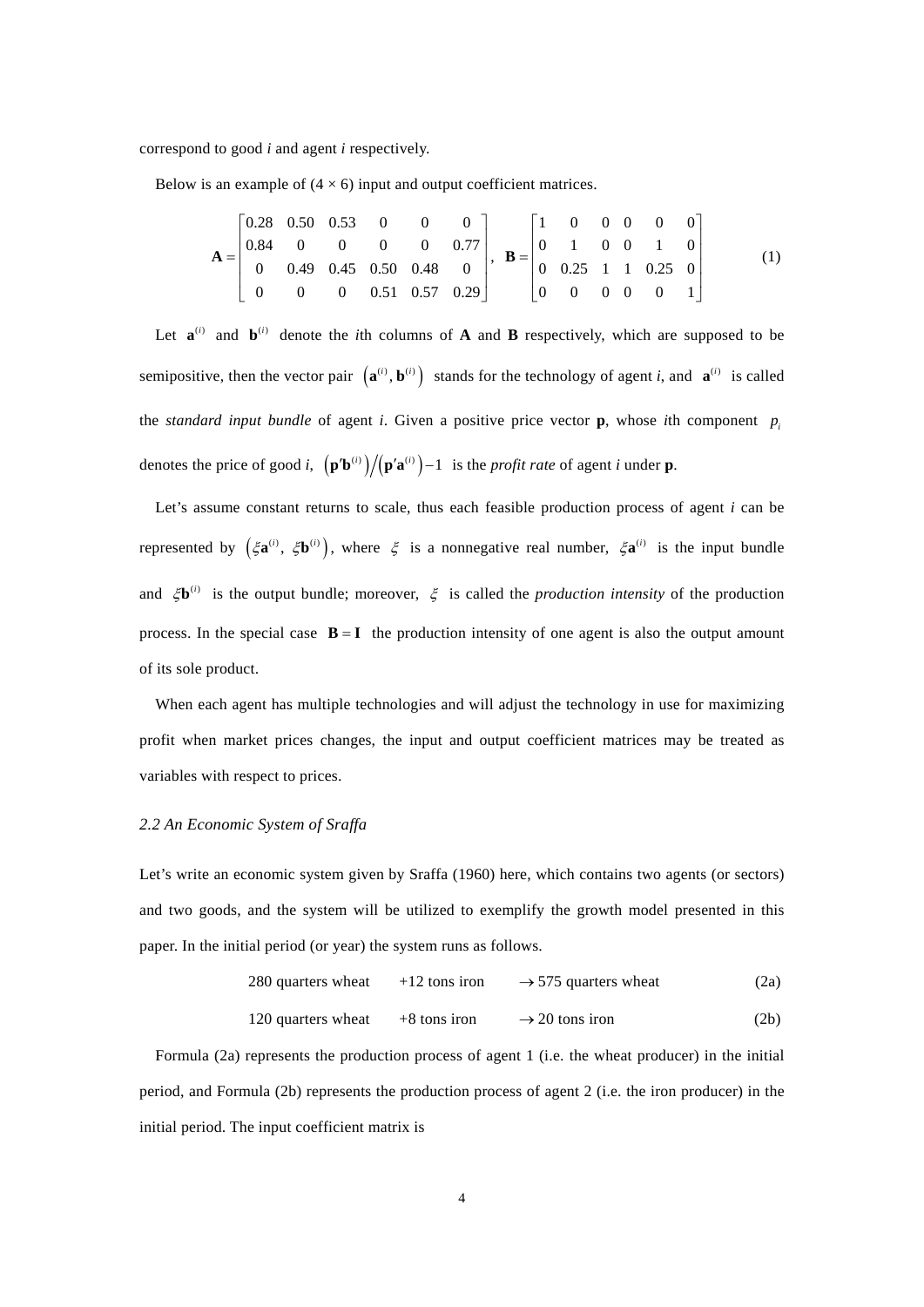correspond to good *i* and agent *i* respectively.

Below is an example of $(4 \times 6)$ input and output coefficient matrices.

$$
\mathbf{A} = \begin{bmatrix} 0.28 & 0.50 & 0.53 & 0 & 0 & 0 \\ 0.84 & 0 & 0 & 0 & 0 & 0.77 \\ 0 & 0.49 & 0.45 & 0.50 & 0.48 & 0 \\ 0 & 0 & 0 & 0.51 & 0.57 & 0.29 \end{bmatrix}, \quad \mathbf{B} = \begin{bmatrix} 1 & 0 & 0 & 0 & 0 & 0 \\ 0 & 1 & 0 & 0 & 1 & 0 \\ 0 & 0.25 & 1 & 1 & 0.25 & 0 \\ 0 & 0 & 0 & 0 & 0 & 1 \end{bmatrix} \tag{1}
$$

Let $\mathbf{a}^{(i)}$ and $\mathbf{b}^{(i)}$ denote the *i*th columns of **A** and **B** respectively, which are supposed to be semipositive, then the vector pair $\left(\mathbf{a}^{(i)}, \mathbf{b}^{(i)}\right)$ stands for the technology of agent *i*, and $\mathbf{a}^{(i)}$ is called the *standard input bundle* of agent *i*. Given a positive price vector **p**, whose *i*th component $p_i$ denotes the price of good *i*, $\left(\mathbf{p}'\mathbf{b}^{(i)}\right)/\left(\mathbf{p}'\mathbf{a}^{(i)}\right)-1$ is the *profit rate* of agent *i* under **p**.

Let's assume constant returns to scale, thus each feasible production process of agent *i* can be represented by $\left(\xi\mathbf{a}^{(i)},\ \xi\mathbf{b}^{(i)}\right)$, where $\xi$ is a nonnegative real number, $\xi\mathbf{a}^{(i)}$ is the input bundle and $\xi\mathbf{b}^{(i)}$ is the output bundle; moreover, $\xi$ is called the *production intensity* of the production process. In the special case $\mathbf{B} = \mathbf{I}$ the production intensity of one agent is also the output amount of its sole product.

When each agent has multiple technologies and will adjust the technology in use for maximizing profit when market prices changes, the input and output coefficient matrices may be treated as variables with respect to prices.

### *2.2 An Economic System of Sraffa*

Let's write an economic system given by Sraffa (1960) here, which contains two agents (or sectors) and two goods, and the system will be utilized to exemplify the growth model presented in this paper. In the initial period (or year) the system runs as follows.

$$
280 \text{ quarters wheat} \quad +12 \text{ tons iron} \quad \rightarrow 575 \text{ quarters wheat} \tag{2a}
$$

$$
120 \text{ quarters wheat} \quad +8 \text{ tons iron} \quad \rightarrow 20 \text{ tons iron} \tag{2b}
$$

Formula (2a) represents the production process of agent 1 (i.e. the wheat producer) in the initial period, and Formula (2b) represents the production process of agent 2 (i.e. the iron producer) in the initial period. The input coefficient matrix is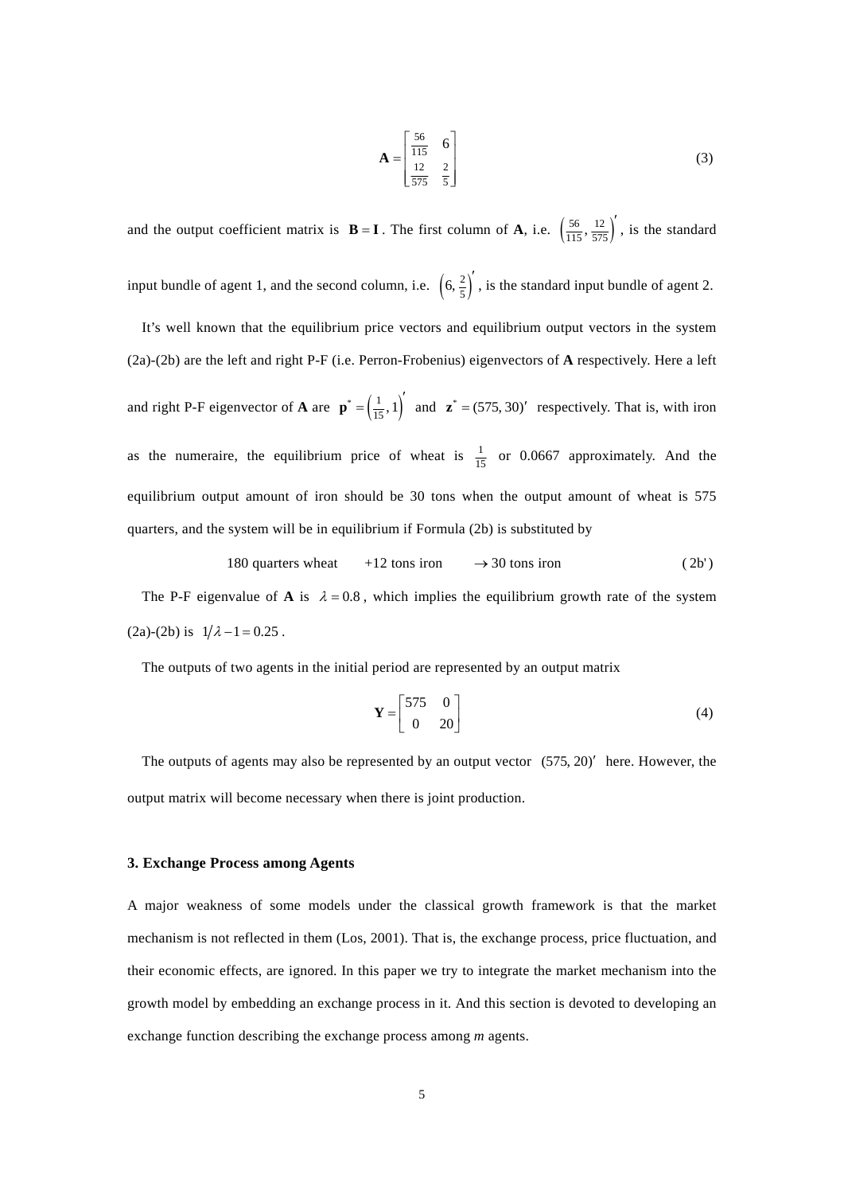$$\mathbf{A} = \begin{bmatrix} \frac{56}{115} & 6 \\ \frac{12}{575} & \frac{2}{5} \end{bmatrix} \tag{3}$$

and the output coefficient matrix is $\mathbf{B} = \mathbf{I}$. The first column of **A**, i.e. $\left(\frac{56}{115}, \frac{12}{575}\right)'$, is the standard input bundle of agent 1, and the second column, i.e. $\left(6, \frac{2}{5}\right)'$, is the standard input bundle of agent 2.

It's well known that the equilibrium price vectors and equilibrium output vectors in the system (2a)-(2b) are the left and right P-F (i.e. Perron-Frobenius) eigenvectors of **A** respectively. Here a left and right P-F eigenvector of **A** are $\mathbf{p}^* = \left(\frac{1}{15}, 1\right)'$ and $\mathbf{z}^* = (575, 30)'$ respectively. That is, with iron as the numeraire, the equilibrium price of wheat is $\frac{1}{15}$ or 0.0667 approximately. And the equilibrium output amount of iron should be 30 tons when the output amount of wheat is 575 quarters, and the system will be in equilibrium if Formula (2b) is substituted by

$$\text{180 quarters wheat} \quad +12 \text{ tons iron} \quad \rightarrow 30 \text{ tons iron} \tag{2b'}$$

The P-F eigenvalue of **A** is $\lambda = 0.8$, which implies the equilibrium growth rate of the system (2a)-(2b) is $1/\lambda - 1 = 0.25$.

The outputs of two agents in the initial period are represented by an output matrix

$$\mathbf{Y} = \begin{bmatrix} 575 & 0 \\ 0 & 20 \end{bmatrix} \tag{4}$$

The outputs of agents may also be represented by an output vector $(575, 20)'$ here. However, the output matrix will become necessary when there is joint production.

### 3. Exchange Process among Agents

A major weakness of some models under the classical growth framework is that the market mechanism is not reflected in them (Los, 2001). That is, the exchange process, price fluctuation, and their economic effects, are ignored. In this paper we try to integrate the market mechanism into the growth model by embedding an exchange process in it. And this section is devoted to developing an exchange function describing the exchange process among *m* agents.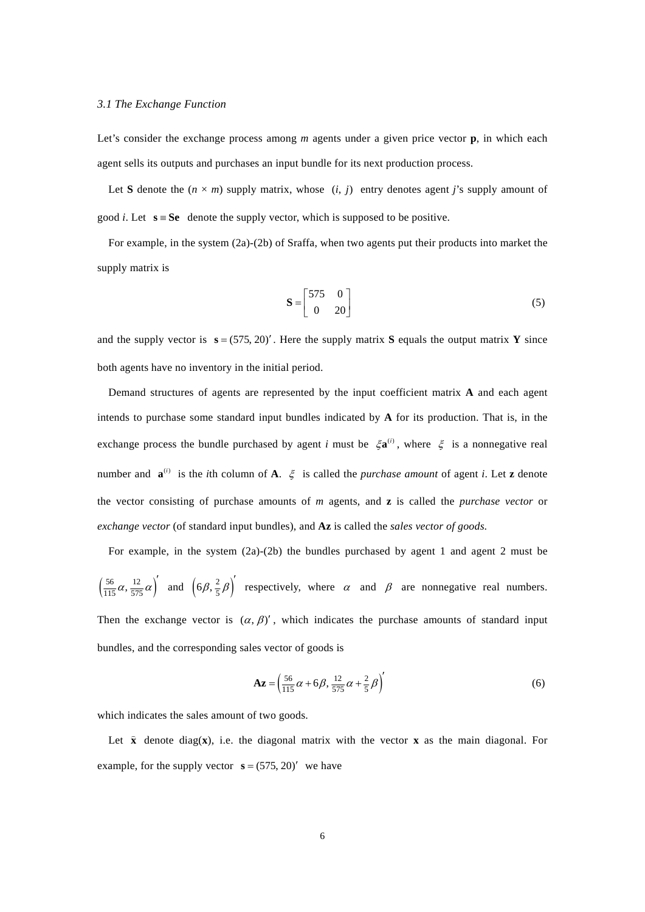### *3.1 The Exchange Function*

Let's consider the exchange process among $m$ agents under a given price vector $\mathbf{p}$, in which each agent sells its outputs and purchases an input bundle for its next production process.

Let $\mathbf{S}$ denote the $(n \times m)$ supply matrix, whose $(i, j)$ entry denotes agent $j$'s supply amount of good $i$. Let $\mathbf{s} \equiv \mathbf{Se}$ denote the supply vector, which is supposed to be positive.

For example, in the system (2a)-(2b) of Sraffa, when two agents put their products into market the supply matrix is

$$\mathbf{S} = \begin{bmatrix} 575 & 0 \\ 0 & 20 \end{bmatrix} \tag{5}$$

and the supply vector is $\mathbf{s} = (575, 20)'$. Here the supply matrix $\mathbf{S}$ equals the output matrix $\mathbf{Y}$ since both agents have no inventory in the initial period.

Demand structures of agents are represented by the input coefficient matrix $\mathbf{A}$ and each agent intends to purchase some standard input bundles indicated by $\mathbf{A}$ for its production. That is, in the exchange process the bundle purchased by agent $i$ must be $\xi \mathbf{a}^{(i)}$, where $\xi$ is a nonnegative real number and $\mathbf{a}^{(i)}$ is the $i$th column of $\mathbf{A}$. $\xi$ is called the *purchase amount* of agent $i$. Let $\mathbf{z}$ denote the vector consisting of purchase amounts of $m$ agents, and $\mathbf{z}$ is called the *purchase vector* or *exchange vector* (of standard input bundles), and $\mathbf{Az}$ is called the *sales vector of goods*.

For example, in the system (2a)-(2b) the bundles purchased by agent 1 and agent 2 must be $\left(\frac{56}{115}\alpha, \frac{12}{575}\alpha\right)'$ and $\left(6\beta, \frac{2}{5}\beta\right)'$ respectively, where $\alpha$ and $\beta$ are nonnegative real numbers. Then the exchange vector is $(\alpha, \beta)'$, which indicates the purchase amounts of standard input bundles, and the corresponding sales vector of goods is

$$\mathbf{Az} = \left(\frac{56}{115}\alpha + 6\beta, \frac{12}{575}\alpha + \frac{2}{5}\beta\right)' \tag{6}$$

which indicates the sales amount of two goods.

Let $\hat{\mathbf{x}}$ denote diag($\mathbf{x}$), i.e. the diagonal matrix with the vector $\mathbf{x}$ as the main diagonal. For example, for the supply vector $\mathbf{s} = (575, 20)'$ we have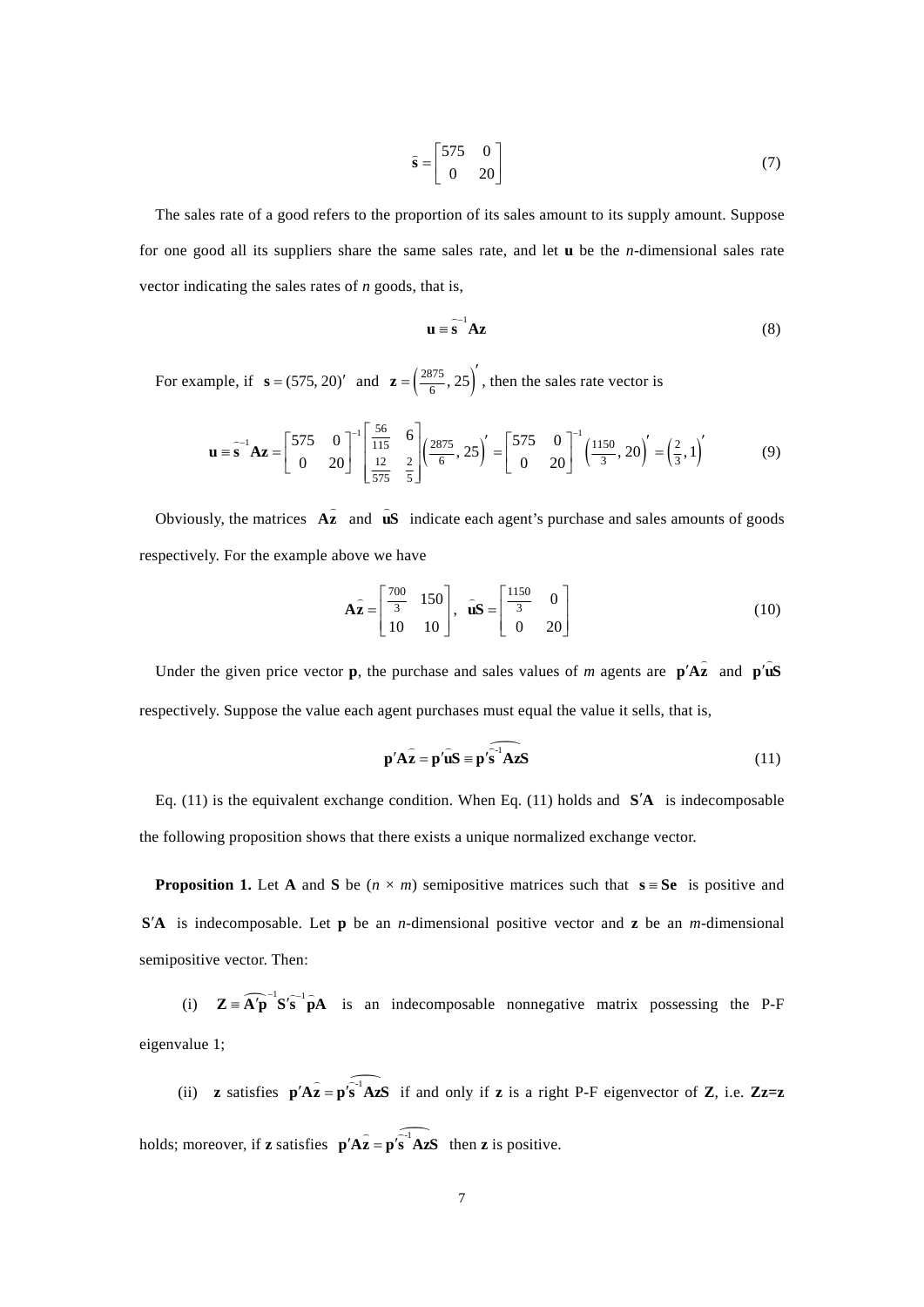$$\hat{\mathbf{s}} = \begin{bmatrix} 575 & 0 \\ 0 & 20 \end{bmatrix} \tag{7}$$

The sales rate of a good refers to the proportion of its sales amount to its supply amount. Suppose for one good all its suppliers share the same sales rate, and let $\mathbf{u}$ be the $n$-dimensional sales rate vector indicating the sales rates of $n$ goods, that is,

$$\mathbf{u} \equiv \hat{\mathbf{s}}^{-1}\mathbf{Az} \tag{8}$$

For example, if $\mathbf{s} = (575, 20)'$ and $\mathbf{z} = \left(\frac{2875}{6}, 25\right)'$, then the sales rate vector is

$$\mathbf{u} \equiv \hat{\mathbf{s}}^{-1}\mathbf{Az} = \begin{bmatrix} 575 & 0 \\ 0 & 20 \end{bmatrix}^{-1} \begin{bmatrix} \frac{56}{115} & 6 \\ \frac{12}{575} & \frac{2}{5} \end{bmatrix} \left(\frac{2875}{6}, 25\right)' = \begin{bmatrix} 575 & 0 \\ 0 & 20 \end{bmatrix}^{-1} \left(\frac{1150}{3}, 20\right)' = \left(\frac{2}{3}, 1\right)' \tag{9}$$

Obviously, the matrices $\mathbf{A}\hat{\mathbf{z}}$ and $\hat{\mathbf{u}}\mathbf{S}$ indicate each agent's purchase and sales amounts of goods respectively. For the example above we have

$$\mathbf{A}\hat{\mathbf{z}} = \begin{bmatrix} \frac{700}{3} & 150 \\ 10 & 10 \end{bmatrix}, \quad \hat{\mathbf{u}}\mathbf{S} = \begin{bmatrix} \frac{1150}{3} & 0 \\ 0 & 20 \end{bmatrix} \tag{10}$$

Under the given price vector $\mathbf{p}$, the purchase and sales values of $m$ agents are $\mathbf{p}'\mathbf{A}\hat{\mathbf{z}}$ and $\mathbf{p}'\hat{\mathbf{u}}\mathbf{S}$ respectively. Suppose the value each agent purchases must equal the value it sells, that is,

$$\mathbf{p}'\mathbf{A}\hat{\mathbf{z}} = \mathbf{p}'\hat{\mathbf{u}}\mathbf{S} \equiv \mathbf{p}'\widehat{\hat{\mathbf{s}}^{-1}\mathbf{Az}}\mathbf{S} \tag{11}$$

Eq. (11) is the equivalent exchange condition. When Eq. (11) holds and $\mathbf{S}'\mathbf{A}$ is indecomposable the following proposition shows that there exists a unique normalized exchange vector.

**Proposition 1.** Let $\mathbf{A}$ and $\mathbf{S}$ be ($n \times m$) semipositive matrices such that $\mathbf{s} \equiv \mathbf{Se}$ is positive and $\mathbf{S}'\mathbf{A}$ is indecomposable. Let $\mathbf{p}$ be an $n$-dimensional positive vector and $\mathbf{z}$ be an $m$-dimensional semipositive vector. Then:

(i) $\mathbf{Z} \equiv \widehat{\mathbf{A}'\mathbf{p}}^{-1}\mathbf{S}'\hat{\mathbf{s}}^{-1}\hat{\mathbf{p}}\mathbf{A}$ is an indecomposable nonnegative matrix possessing the P-F eigenvalue 1;

(ii) $\mathbf{z}$ satisfies $\mathbf{p}'\mathbf{A}\hat{\mathbf{z}} = \mathbf{p}'\widehat{\hat{\mathbf{s}}^{-1}\mathbf{Az}}\mathbf{S}$ if and only if $\mathbf{z}$ is a right P-F eigenvector of $\mathbf{Z}$, i.e. $\mathbf{Zz}=\mathbf{z}$ holds; moreover, if $\mathbf{z}$ satisfies $\mathbf{p}'\mathbf{A}\hat{\mathbf{z}} = \mathbf{p}'\widehat{\hat{\mathbf{s}}^{-1}\mathbf{Az}}\mathbf{S}$ then $\mathbf{z}$ is positive.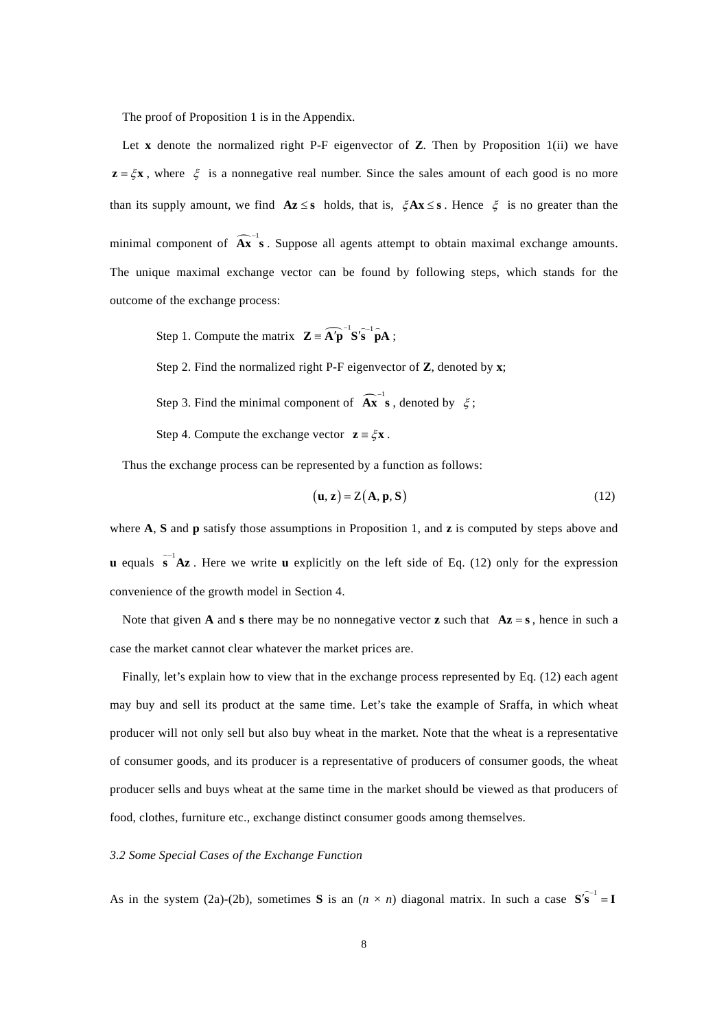The proof of Proposition 1 is in the Appendix.

Let $\mathbf{x}$ denote the normalized right P-F eigenvector of $\mathbf{Z}$. Then by Proposition 1(ii) we have $\mathbf{z} = \xi\mathbf{x}$, where $\xi$ is a nonnegative real number. Since the sales amount of each good is no more than its supply amount, we find $\mathbf{Az} \le \mathbf{s}$ holds, that is, $\xi\mathbf{Ax} \le \mathbf{s}$. Hence $\xi$ is no greater than the minimal component of $\widehat{\mathbf{Ax}}^{-1}\mathbf{s}$. Suppose all agents attempt to obtain maximal exchange amounts. The unique maximal exchange vector can be found by following steps, which stands for the outcome of the exchange process:

Step 1. Compute the matrix $\mathbf{Z} \equiv \widehat{\mathbf{A}'\mathbf{p}}^{-1}\mathbf{S}'\widehat{\mathbf{s}}^{-1}\widehat{\mathbf{p}}\mathbf{A}$;

Step 2. Find the normalized right P-F eigenvector of $\mathbf{Z}$, denoted by $\mathbf{x}$;

Step 3. Find the minimal component of $\widehat{\mathbf{Ax}}^{-1}\mathbf{s}$, denoted by $\xi$;

Step 4. Compute the exchange vector $\mathbf{z} \equiv \xi\mathbf{x}$.

Thus the exchange process can be represented by a function as follows:

$$(\mathbf{u}, \mathbf{z}) = \mathrm{Z}(\mathbf{A}, \mathbf{p}, \mathbf{S}) \tag{12}$$

where $\mathbf{A}$, $\mathbf{S}$ and $\mathbf{p}$ satisfy those assumptions in Proposition 1, and $\mathbf{z}$ is computed by steps above and $\mathbf{u}$ equals $\widehat{\mathbf{s}}^{-1}\mathbf{Az}$. Here we write $\mathbf{u}$ explicitly on the left side of Eq. (12) only for the expression convenience of the growth model in Section 4.

Note that given $\mathbf{A}$ and $\mathbf{s}$ there may be no nonnegative vector $\mathbf{z}$ such that $\mathbf{Az} = \mathbf{s}$, hence in such a case the market cannot clear whatever the market prices are.

Finally, let's explain how to view that in the exchange process represented by Eq. (12) each agent may buy and sell its product at the same time. Let's take the example of Sraffa, in which wheat producer will not only sell but also buy wheat in the market. Note that the wheat is a representative of consumer goods, and its producer is a representative of producers of consumer goods, the wheat producer sells and buys wheat at the same time in the market should be viewed as that producers of food, clothes, furniture etc., exchange distinct consumer goods among themselves.

### *3.2 Some Special Cases of the Exchange Function*

As in the system (2a)-(2b), sometimes $\mathbf{S}$ is an ($n \times n$) diagonal matrix. In such a case $\mathbf{S}'\widehat{\mathbf{s}}^{-1} = \mathbf{I}$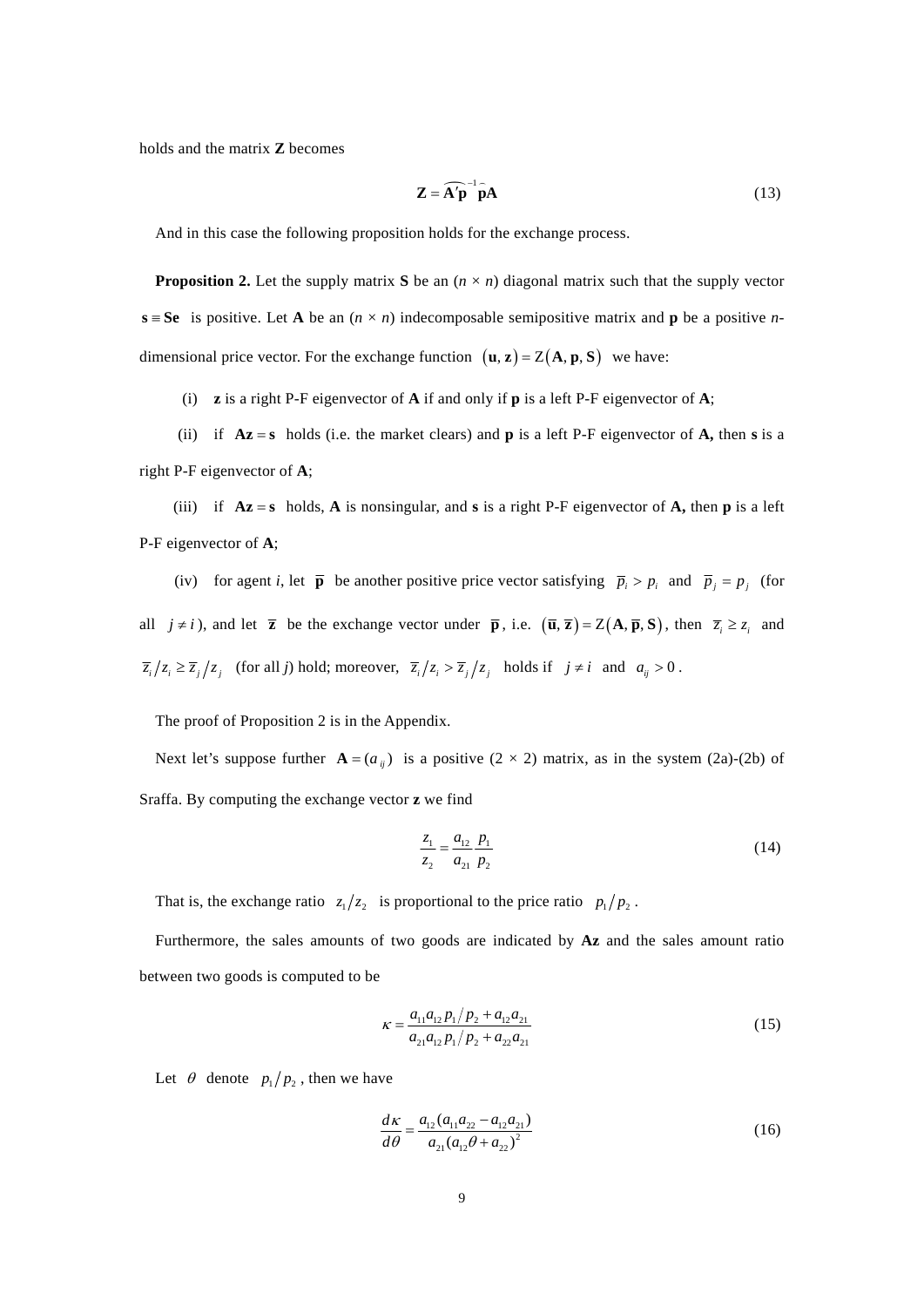holds and the matrix **Z** becomes

$$\mathbf{Z} = \widehat{\mathbf{A}'\mathbf{p}}^{-1}\bar{\mathbf{p}}\mathbf{A} \tag{13}$$

And in this case the following proposition holds for the exchange process.

**Proposition 2.** Let the supply matrix **S** be an $(n \times n)$ diagonal matrix such that the supply vector $\mathbf{s} \equiv \mathbf{Se}$ is positive. Let **A** be an $(n \times n)$ indecomposable semipositive matrix and **p** be a positive $n$-dimensional price vector. For the exchange function $(\mathbf{u}, \mathbf{z}) = \mathrm{Z}(\mathbf{A}, \mathbf{p}, \mathbf{S})$ we have:

(i) **z** is a right P-F eigenvector of **A** if and only if **p** is a left P-F eigenvector of **A**;

(ii) if $\mathbf{Az} = \mathbf{s}$ holds (i.e. the market clears) and **p** is a left P-F eigenvector of **A,** then **s** is a right P-F eigenvector of **A**;

(iii) if $\mathbf{Az} = \mathbf{s}$ holds, **A** is nonsingular, and **s** is a right P-F eigenvector of **A,** then **p** is a left P-F eigenvector of **A**;

(iv) for agent $i$, let $\overline{\mathbf{p}}$ be another positive price vector satisfying $\overline{p}_i > p_i$ and $\overline{p}_j = p_j$ (for all $j \neq i$), and let $\overline{\mathbf{z}}$ be the exchange vector under $\overline{\mathbf{p}}$, i.e. $(\overline{\mathbf{u}}, \overline{\mathbf{z}}) = \mathrm{Z}(\mathbf{A}, \overline{\mathbf{p}}, \mathbf{S})$, then $\overline{z}_i \geq z_i$ and $\overline{z}_i / z_i \geq \overline{z}_j / z_j$ (for all $j$) hold; moreover, $\overline{z}_i / z_i > \overline{z}_j / z_j$ holds if $j \neq i$ and $a_{ij} > 0$.

The proof of Proposition 2 is in the Appendix.

Next let's suppose further $\mathbf{A} = (a_{ij})$ is a positive $(2 \times 2)$ matrix, as in the system (2a)-(2b) of Sraffa. By computing the exchange vector **z** we find

$$\frac{z_1}{z_2} = \frac{a_{12}}{a_{21}} \frac{p_1}{p_2} \tag{14}$$

That is, the exchange ratio $z_1/z_2$ is proportional to the price ratio $p_1/p_2$.

Furthermore, the sales amounts of two goods are indicated by **Az** and the sales amount ratio between two goods is computed to be

$$\kappa = \frac{a_{11}a_{12}\, p_1/p_2 + a_{12}a_{21}}{a_{21}a_{12}\, p_1/p_2 + a_{22}a_{21}} \tag{15}$$

Let $\theta$ denote $p_1/p_2$, then we have

$$\frac{d\kappa}{d\theta} = \frac{a_{12}(a_{11}a_{22} - a_{12}a_{21})}{a_{21}(a_{12}\theta + a_{22})^2} \tag{16}$$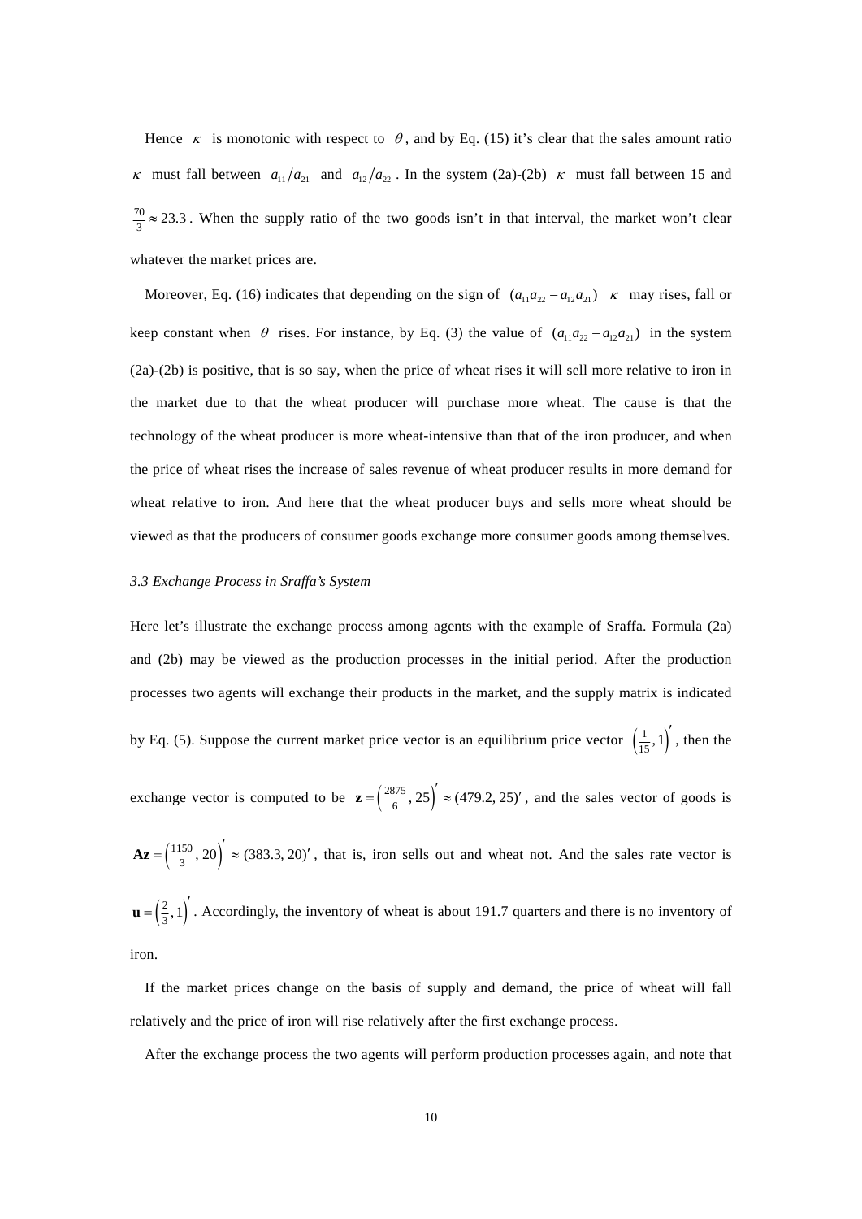Hence $\kappa$ is monotonic with respect to $\theta$, and by Eq. (15) it's clear that the sales amount ratio $\kappa$ must fall between $a_{11}/a_{21}$ and $a_{12}/a_{22}$. In the system (2a)-(2b) $\kappa$ must fall between 15 and $\frac{70}{3} \approx 23.3$. When the supply ratio of the two goods isn't in that interval, the market won't clear whatever the market prices are.

Moreover, Eq. (16) indicates that depending on the sign of $(a_{11}a_{22} - a_{12}a_{21})$ $\kappa$ may rises, fall or keep constant when $\theta$ rises. For instance, by Eq. (3) the value of $(a_{11}a_{22} - a_{12}a_{21})$ in the system (2a)-(2b) is positive, that is so say, when the price of wheat rises it will sell more relative to iron in the market due to that the wheat producer will purchase more wheat. The cause is that the technology of the wheat producer is more wheat-intensive than that of the iron producer, and when the price of wheat rises the increase of sales revenue of wheat producer results in more demand for wheat relative to iron. And here that the wheat producer buys and sells more wheat should be viewed as that the producers of consumer goods exchange more consumer goods among themselves.

*3.3 Exchange Process in Sraffa's System*

Here let's illustrate the exchange process among agents with the example of Sraffa. Formula (2a) and (2b) may be viewed as the production processes in the initial period. After the production processes two agents will exchange their products in the market, and the supply matrix is indicated by Eq. (5). Suppose the current market price vector is an equilibrium price vector $\left(\frac{1}{15}, 1\right)'$, then the exchange vector is computed to be $\mathbf{z} = \left(\frac{2875}{6}, 25\right)' \approx (479.2, 25)'$, and the sales vector of goods is $\mathbf{Az} = \left(\frac{1150}{3}, 20\right)' \approx (383.3, 20)'$, that is, iron sells out and wheat not. And the sales rate vector is $\mathbf{u} = \left(\frac{2}{3}, 1\right)'$. Accordingly, the inventory of wheat is about 191.7 quarters and there is no inventory of iron.

If the market prices change on the basis of supply and demand, the price of wheat will fall relatively and the price of iron will rise relatively after the first exchange process.

After the exchange process the two agents will perform production processes again, and note that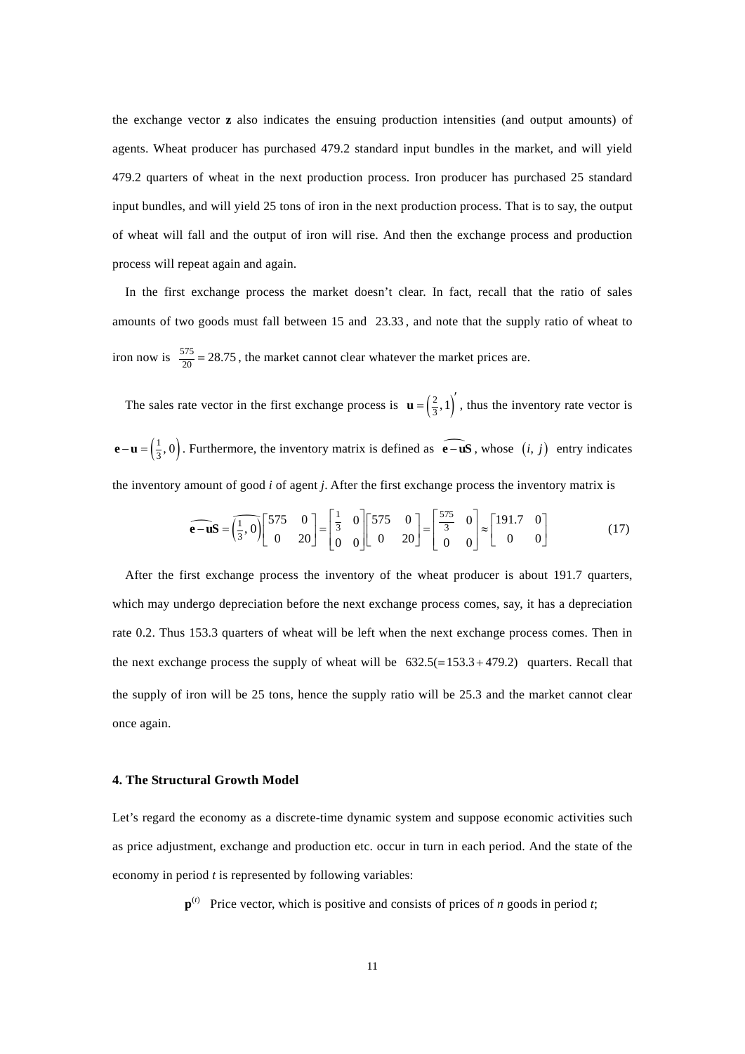the exchange vector $\mathbf{z}$ also indicates the ensuing production intensities (and output amounts) of agents. Wheat producer has purchased 479.2 standard input bundles in the market, and will yield 479.2 quarters of wheat in the next production process. Iron producer has purchased 25 standard input bundles, and will yield 25 tons of iron in the next production process. That is to say, the output of wheat will fall and the output of iron will rise. And then the exchange process and production process will repeat again and again.

In the first exchange process the market doesn't clear. In fact, recall that the ratio of sales amounts of two goods must fall between 15 and $23.33$, and note that the supply ratio of wheat to iron now is $\frac{575}{20} = 28.75$, the market cannot clear whatever the market prices are.

The sales rate vector in the first exchange process is $\mathbf{u} = \left(\frac{2}{3}, 1\right)'$, thus the inventory rate vector is $\mathbf{e} - \mathbf{u} = \left(\frac{1}{3}, 0\right)$. Furthermore, the inventory matrix is defined as $\widehat{\mathbf{e} - \mathbf{u}}\mathbf{S}$, whose $(i, j)$ entry indicates the inventory amount of good $i$ of agent $j$. After the first exchange process the inventory matrix is

$$\widehat{\mathbf{e} - \mathbf{u}}\mathbf{S} = \widehat{\left(\frac{1}{3}, 0\right)}\begin{bmatrix} 575 & 0 \\ 0 & 20 \end{bmatrix} = \begin{bmatrix} \frac{1}{3} & 0 \\ 0 & 0 \end{bmatrix}\begin{bmatrix} 575 & 0 \\ 0 & 20 \end{bmatrix} = \begin{bmatrix} \frac{575}{3} & 0 \\ 0 & 0 \end{bmatrix} \approx \begin{bmatrix} 191.7 & 0 \\ 0 & 0 \end{bmatrix} \tag{17}$$

After the first exchange process the inventory of the wheat producer is about 191.7 quarters, which may undergo depreciation before the next exchange process comes, say, it has a depreciation rate 0.2. Thus 153.3 quarters of wheat will be left when the next exchange process comes. Then in the next exchange process the supply of wheat will be $632.5 (= 153.3 + 479.2)$ quarters. Recall that the supply of iron will be 25 tons, hence the supply ratio will be 25.3 and the market cannot clear once again.

## 4. The Structural Growth Model

Let's regard the economy as a discrete-time dynamic system and suppose economic activities such as price adjustment, exchange and production etc. occur in turn in each period. And the state of the economy in period $t$ is represented by following variables:

$\mathbf{p}^{(t)}$ Price vector, which is positive and consists of prices of $n$ goods in period $t$;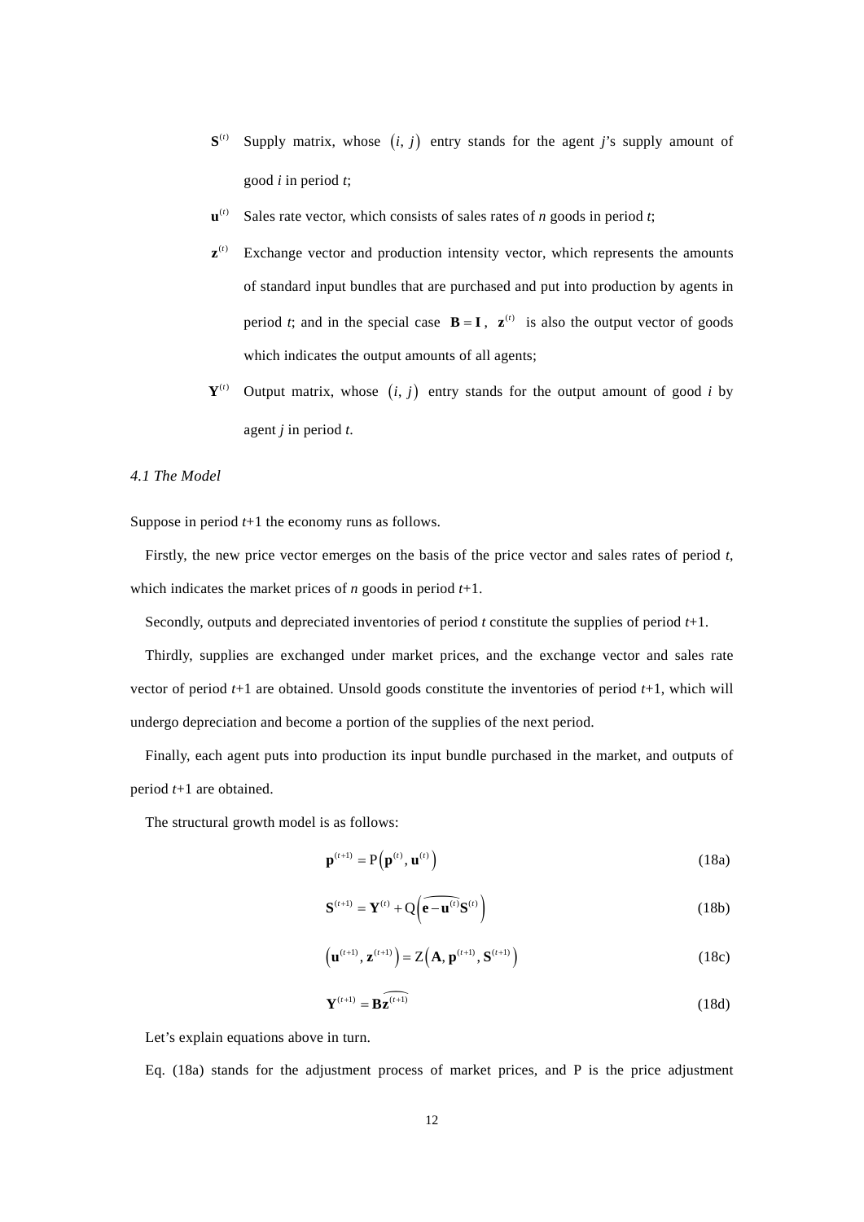$\mathbf{S}^{(t)}$ Supply matrix, whose $(i, j)$ entry stands for the agent *j*'s supply amount of good *i* in period *t*;

$\mathbf{u}^{(t)}$ Sales rate vector, which consists of sales rates of *n* goods in period *t*;

$\mathbf{z}^{(t)}$ Exchange vector and production intensity vector, which represents the amounts of standard input bundles that are purchased and put into production by agents in period *t*; and in the special case $\mathbf{B} = \mathbf{I}$, $\mathbf{z}^{(t)}$ is also the output vector of goods which indicates the output amounts of all agents;

$\mathbf{Y}^{(t)}$ Output matrix, whose $(i, j)$ entry stands for the output amount of good *i* by agent *j* in period *t*.

*4.1 The Model*

Suppose in period *t*+1 the economy runs as follows.

Firstly, the new price vector emerges on the basis of the price vector and sales rates of period *t*, which indicates the market prices of *n* goods in period *t*+1.

Secondly, outputs and depreciated inventories of period *t* constitute the supplies of period *t*+1.

Thirdly, supplies are exchanged under market prices, and the exchange vector and sales rate vector of period *t*+1 are obtained. Unsold goods constitute the inventories of period *t*+1, which will undergo depreciation and become a portion of the supplies of the next period.

Finally, each agent puts into production its input bundle purchased in the market, and outputs of period *t*+1 are obtained.

The structural growth model is as follows:

$$\mathbf{p}^{(t+1)} = \mathrm{P}\left(\mathbf{p}^{(t)}, \mathbf{u}^{(t)}\right) \tag{18a}$$

$$\mathbf{S}^{(t+1)} = \mathbf{Y}^{(t)} + \mathrm{Q}\left(\widehat{\mathbf{e} - \mathbf{u}^{(t)}}\mathbf{S}^{(t)}\right) \tag{18b}$$

$$\left(\mathbf{u}^{(t+1)}, \mathbf{z}^{(t+1)}\right) = \mathrm{Z}\left(\mathbf{A}, \mathbf{p}^{(t+1)}, \mathbf{S}^{(t+1)}\right) \tag{18c}$$

$$\mathbf{Y}^{(t+1)} = \mathbf{B}\widehat{\mathbf{z}^{(t+1)}} \tag{18d}$$

Let's explain equations above in turn.

Eq. (18a) stands for the adjustment process of market prices, and P is the price adjustment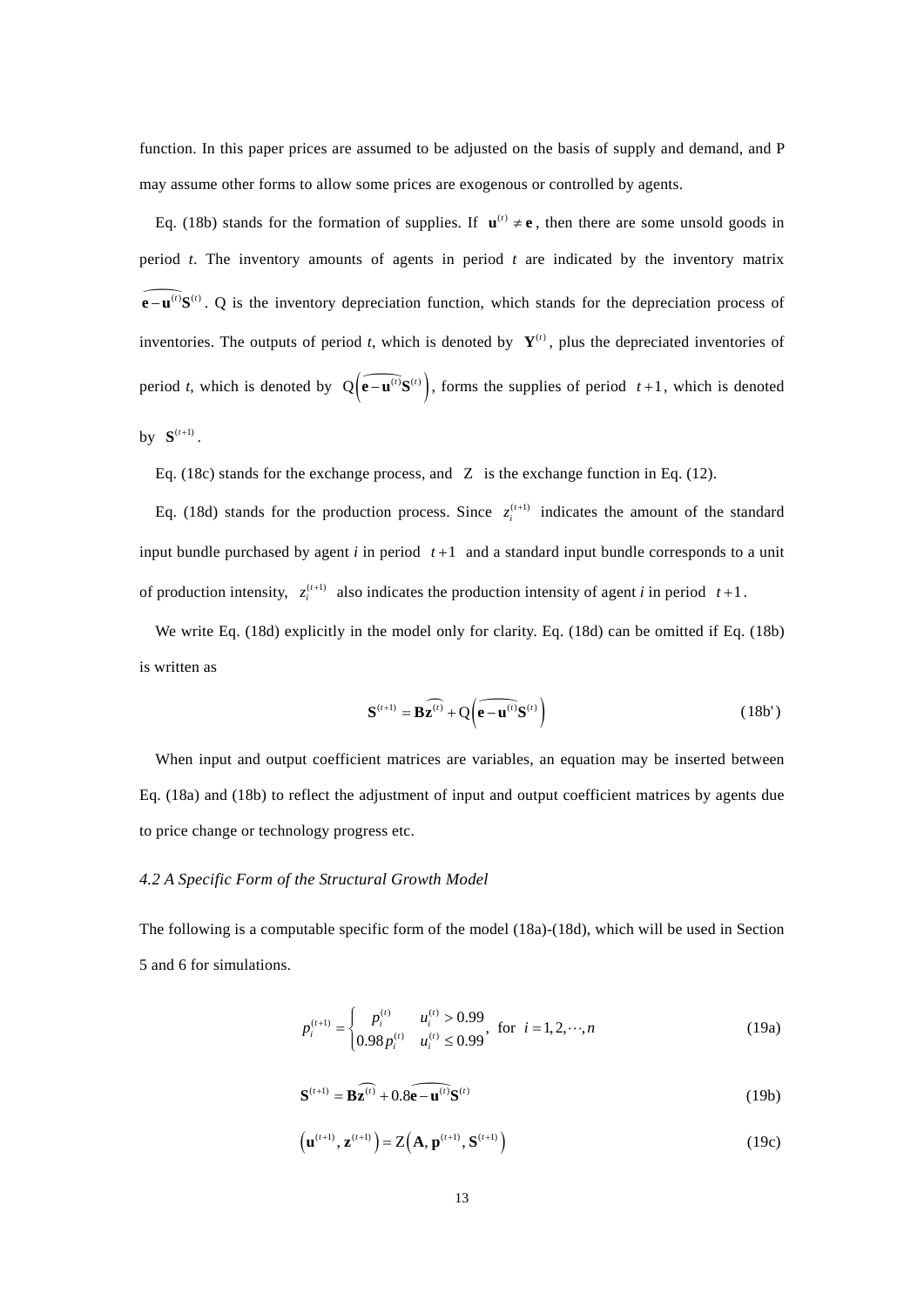function. In this paper prices are assumed to be adjusted on the basis of supply and demand, and P may assume other forms to allow some prices are exogenous or controlled by agents.

Eq. (18b) stands for the formation of supplies. If $\mathbf{u}^{(t)} \neq \mathbf{e}$, then there are some unsold goods in period *t*. The inventory amounts of agents in period *t* are indicated by the inventory matrix $\widehat{\mathbf{e}-\mathbf{u}^{(t)}}\mathbf{S}^{(t)}$. Q is the inventory depreciation function, which stands for the depreciation process of inventories. The outputs of period *t*, which is denoted by $\mathbf{Y}^{(t)}$, plus the depreciated inventories of period *t*, which is denoted by $\mathrm{Q}\left(\widehat{\mathbf{e}-\mathbf{u}^{(t)}}\mathbf{S}^{(t)}\right)$, forms the supplies of period $t+1$, which is denoted by $\mathbf{S}^{(t+1)}$.

Eq. (18c) stands for the exchange process, and $\mathrm{Z}$ is the exchange function in Eq. (12).

Eq. (18d) stands for the production process. Since $z_i^{(t+1)}$ indicates the amount of the standard input bundle purchased by agent *i* in period $t+1$ and a standard input bundle corresponds to a unit of production intensity, $z_i^{(t+1)}$ also indicates the production intensity of agent *i* in period $t+1$.

We write Eq. (18d) explicitly in the model only for clarity. Eq. (18d) can be omitted if Eq. (18b) is written as

$$\mathbf{S}^{(t+1)} = \mathbf{B}\widehat{\mathbf{z}^{(t)}} + \mathrm{Q}\left(\widehat{\mathbf{e}-\mathbf{u}^{(t)}}\mathbf{S}^{(t)}\right) \tag{18b'}$$

When input and output coefficient matrices are variables, an equation may be inserted between Eq. (18a) and (18b) to reflect the adjustment of input and output coefficient matrices by agents due to price change or technology progress etc.

### *4.2 A Specific Form of the Structural Growth Model*

The following is a computable specific form of the model (18a)-(18d), which will be used in Section 5 and 6 for simulations.

$$p_i^{(t+1)} = \begin{cases} p_i^{(t)} & u_i^{(t)} > 0.99 \\ 0.98 p_i^{(t)} & u_i^{(t)} \leq 0.99 \end{cases}, \ \text{for} \ \ i = 1, 2, \cdots, n \tag{19a}$$

$$\mathbf{S}^{(t+1)} = \mathbf{B}\widehat{\mathbf{z}^{(t)}} + 0.8\widehat{\mathbf{e}-\mathbf{u}^{(t)}}\mathbf{S}^{(t)} \tag{19b}$$

$$\left(\mathbf{u}^{(t+1)}, \mathbf{z}^{(t+1)}\right) = \mathrm{Z}\left(\mathbf{A}, \mathbf{p}^{(t+1)}, \mathbf{S}^{(t+1)}\right) \tag{19c}$$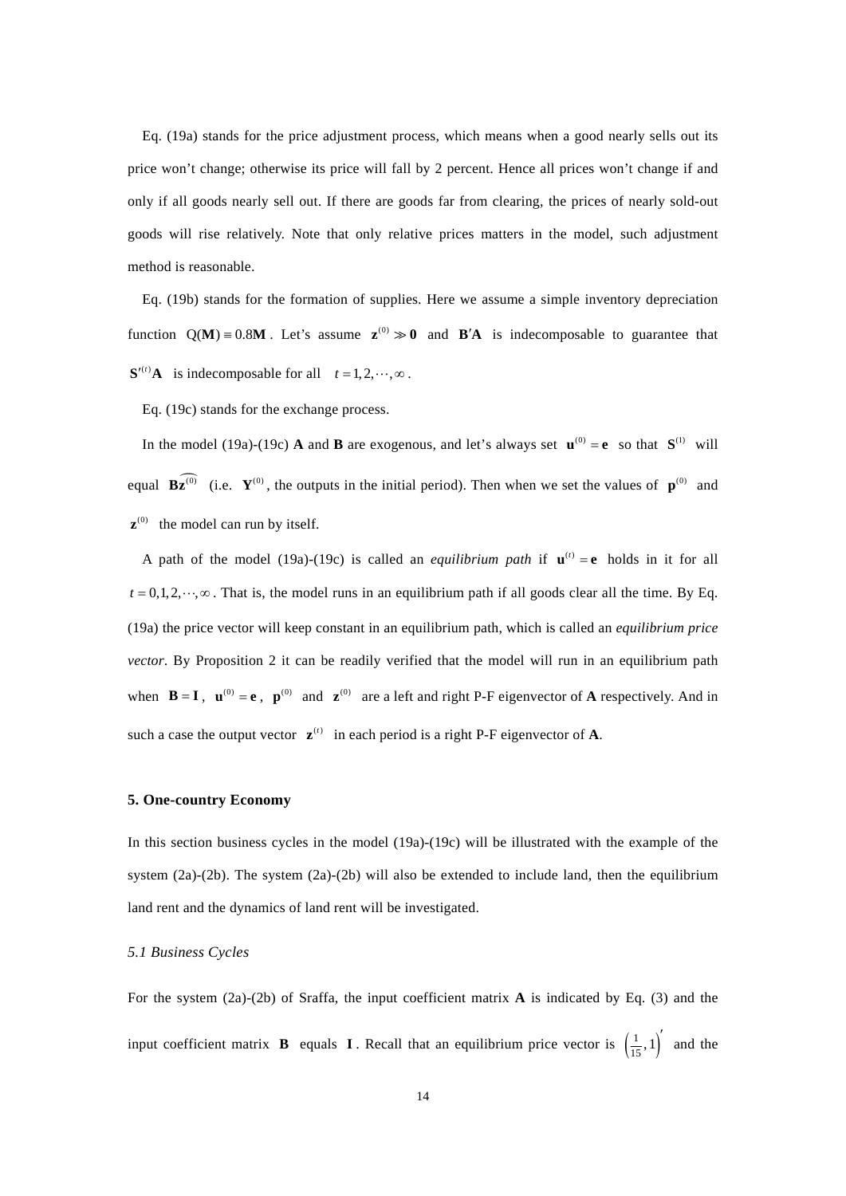Eq. (19a) stands for the price adjustment process, which means when a good nearly sells out its price won't change; otherwise its price will fall by 2 percent. Hence all prices won't change if and only if all goods nearly sell out. If there are goods far from clearing, the prices of nearly sold-out goods will rise relatively. Note that only relative prices matters in the model, such adjustment method is reasonable.

Eq. (19b) stands for the formation of supplies. Here we assume a simple inventory depreciation function $\mathrm{Q}(\mathbf{M}) \equiv 0.8\mathbf{M}$. Let's assume $\mathbf{z}^{(0)} \gg \mathbf{0}$ and $\mathbf{B}'\mathbf{A}$ is indecomposable to guarantee that $\mathbf{S}'^{(t)}\mathbf{A}$ is indecomposable for all $t = 1, 2, \cdots, \infty$.

Eq. (19c) stands for the exchange process.

In the model (19a)-(19c) **A** and **B** are exogenous, and let's always set $\mathbf{u}^{(0)} = \mathbf{e}$ so that $\mathbf{S}^{(1)}$ will equal $\widehat{\mathbf{Bz}^{(0)}}$ (i.e. $\mathbf{Y}^{(0)}$, the outputs in the initial period). Then when we set the values of $\mathbf{p}^{(0)}$ and $\mathbf{z}^{(0)}$ the model can run by itself.

A path of the model (19a)-(19c) is called an *equilibrium path* if $\mathbf{u}^{(t)} = \mathbf{e}$ holds in it for all $t = 0, 1, 2, \cdots, \infty$. That is, the model runs in an equilibrium path if all goods clear all the time. By Eq. (19a) the price vector will keep constant in an equilibrium path, which is called an *equilibrium price vector*. By Proposition 2 it can be readily verified that the model will run in an equilibrium path when $\mathbf{B} = \mathbf{I}$, $\mathbf{u}^{(0)} = \mathbf{e}$, $\mathbf{p}^{(0)}$ and $\mathbf{z}^{(0)}$ are a left and right P-F eigenvector of **A** respectively. And in such a case the output vector $\mathbf{z}^{(t)}$ in each period is a right P-F eigenvector of **A**.

## 5. One-country Economy

In this section business cycles in the model (19a)-(19c) will be illustrated with the example of the system (2a)-(2b). The system (2a)-(2b) will also be extended to include land, then the equilibrium land rent and the dynamics of land rent will be investigated.

### *5.1 Business Cycles*

For the system (2a)-(2b) of Sraffa, the input coefficient matrix **A** is indicated by Eq. (3) and the input coefficient matrix **B** equals **I**. Recall that an equilibrium price vector is $\left(\frac{1}{15}, 1\right)'$ and the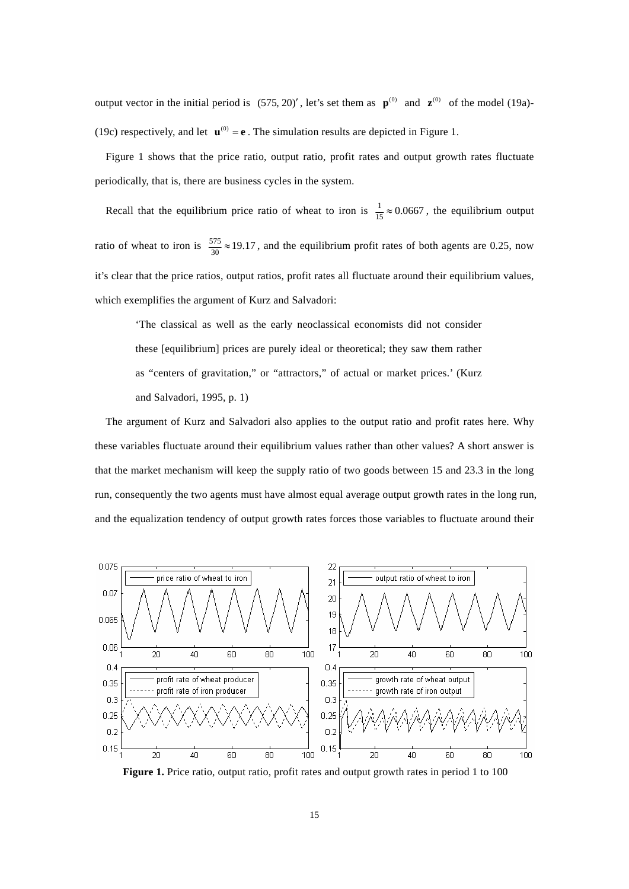output vector in the initial period is $(575, 20)'$, let's set them as $\mathbf{p}^{(0)}$ and $\mathbf{z}^{(0)}$ of the model (19a)-(19c) respectively, and let $\mathbf{u}^{(0)} = \mathbf{e}$. The simulation results are depicted in Figure 1.

Figure 1 shows that the price ratio, output ratio, profit rates and output growth rates fluctuate periodically, that is, there are business cycles in the system.

Recall that the equilibrium price ratio of wheat to iron is $\frac{1}{15} \approx 0.0667$, the equilibrium output ratio of wheat to iron is $\frac{575}{30} \approx 19.17$, and the equilibrium profit rates of both agents are 0.25, now it's clear that the price ratios, output ratios, profit rates all fluctuate around their equilibrium values, which exemplifies the argument of Kurz and Salvadori:

> 'The classical as well as the early neoclassical economists did not consider these [equilibrium] prices are purely ideal or theoretical; they saw them rather as "centers of gravitation," or "attractors," of actual or market prices.' (Kurz and Salvadori, 1995, p. 1)

The argument of Kurz and Salvadori also applies to the output ratio and profit rates here. Why these variables fluctuate around their equilibrium values rather than other values? A short answer is that the market mechanism will keep the supply ratio of two goods between 15 and 23.3 in the long run, consequently the two agents must have almost equal average output growth rates in the long run, and the equalization tendency of output growth rates forces those variables to fluctuate around their

**Figure 1.** Price ratio, output ratio, profit rates and output growth rates in period 1 to 100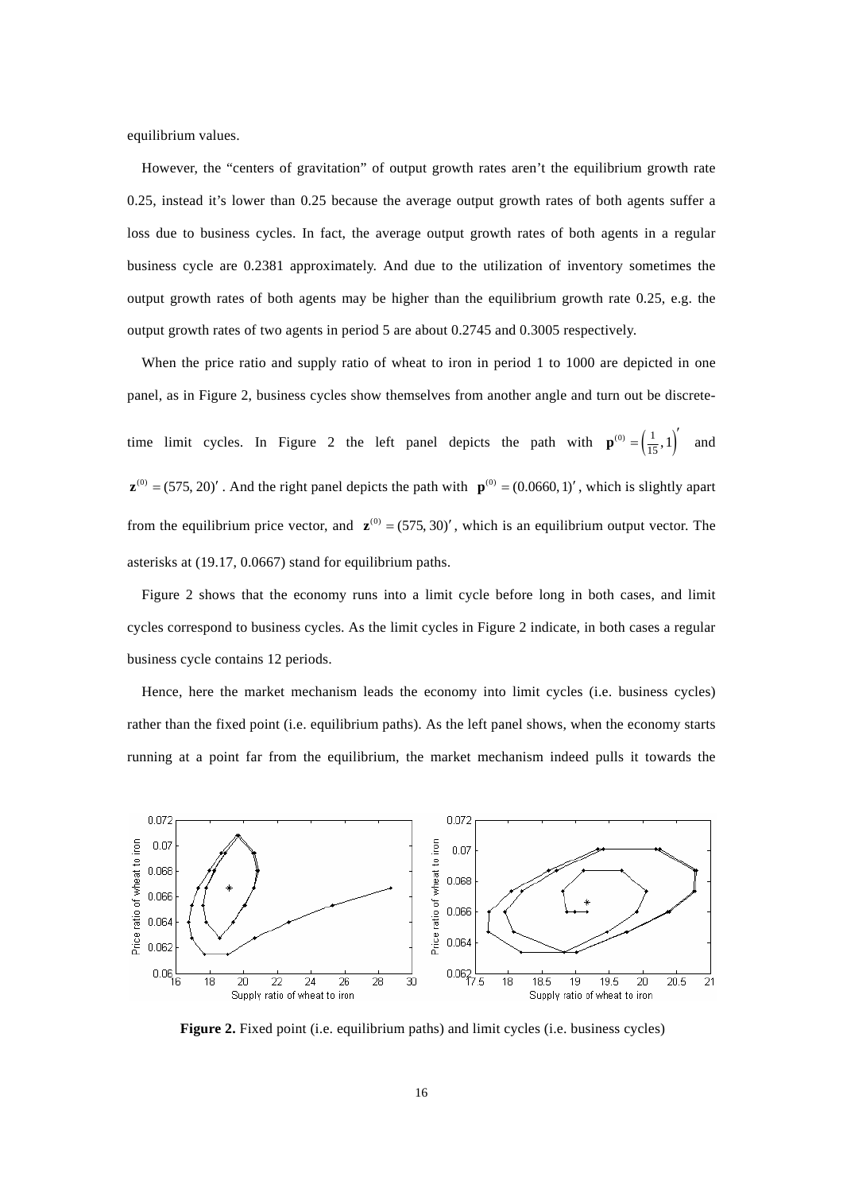equilibrium values.

However, the "centers of gravitation" of output growth rates aren't the equilibrium growth rate 0.25, instead it's lower than 0.25 because the average output growth rates of both agents suffer a loss due to business cycles. In fact, the average output growth rates of both agents in a regular business cycle are 0.2381 approximately. And due to the utilization of inventory sometimes the output growth rates of both agents may be higher than the equilibrium growth rate 0.25, e.g. the output growth rates of two agents in period 5 are about 0.2745 and 0.3005 respectively.

When the price ratio and supply ratio of wheat to iron in period 1 to 1000 are depicted in one panel, as in Figure 2, business cycles show themselves from another angle and turn out be discrete-time limit cycles. In Figure 2 the left panel depicts the path with $\mathbf{p}^{(0)} = \left(\frac{1}{15}, 1\right)'$ and $\mathbf{z}^{(0)} = (575, 20)'$. And the right panel depicts the path with $\mathbf{p}^{(0)} = (0.0660, 1)'$, which is slightly apart from the equilibrium price vector, and $\mathbf{z}^{(0)} = (575, 30)'$, which is an equilibrium output vector. The asterisks at (19.17, 0.0667) stand for equilibrium paths.

Figure 2 shows that the economy runs into a limit cycle before long in both cases, and limit cycles correspond to business cycles. As the limit cycles in Figure 2 indicate, in both cases a regular business cycle contains 12 periods.

Hence, here the market mechanism leads the economy into limit cycles (i.e. business cycles) rather than the fixed point (i.e. equilibrium paths). As the left panel shows, when the economy starts running at a point far from the equilibrium, the market mechanism indeed pulls it towards the

**Figure 2.** Fixed point (i.e. equilibrium paths) and limit cycles (i.e. business cycles)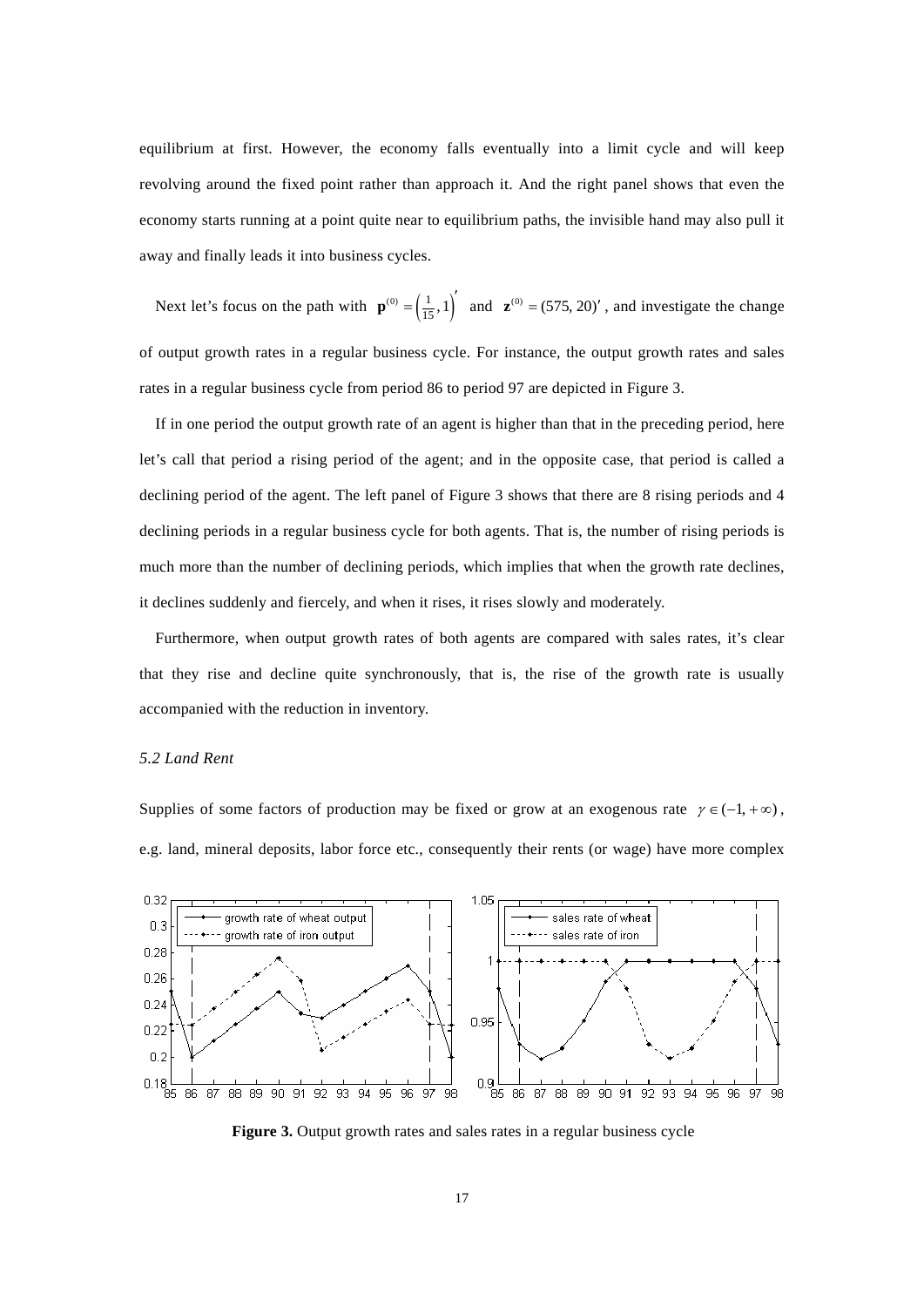equilibrium at first. However, the economy falls eventually into a limit cycle and will keep revolving around the fixed point rather than approach it. And the right panel shows that even the economy starts running at a point quite near to equilibrium paths, the invisible hand may also pull it away and finally leads it into business cycles.

Next let's focus on the path with $\mathbf{p}^{(0)} = \left(\frac{1}{15}, 1\right)'$ and $\mathbf{z}^{(0)} = (575, 20)'$, and investigate the change of output growth rates in a regular business cycle. For instance, the output growth rates and sales rates in a regular business cycle from period 86 to period 97 are depicted in Figure 3.

If in one period the output growth rate of an agent is higher than that in the preceding period, here let's call that period a rising period of the agent; and in the opposite case, that period is called a declining period of the agent. The left panel of Figure 3 shows that there are 8 rising periods and 4 declining periods in a regular business cycle for both agents. That is, the number of rising periods is much more than the number of declining periods, which implies that when the growth rate declines, it declines suddenly and fiercely, and when it rises, it rises slowly and moderately.

Furthermore, when output growth rates of both agents are compared with sales rates, it's clear that they rise and decline quite synchronously, that is, the rise of the growth rate is usually accompanied with the reduction in inventory.

### *5.2 Land Rent*

Supplies of some factors of production may be fixed or grow at an exogenous rate $\gamma \in (-1, +\infty)$, e.g. land, mineral deposits, labor force etc., consequently their rents (or wage) have more complex

**Figure 3.** Output growth rates and sales rates in a regular business cycle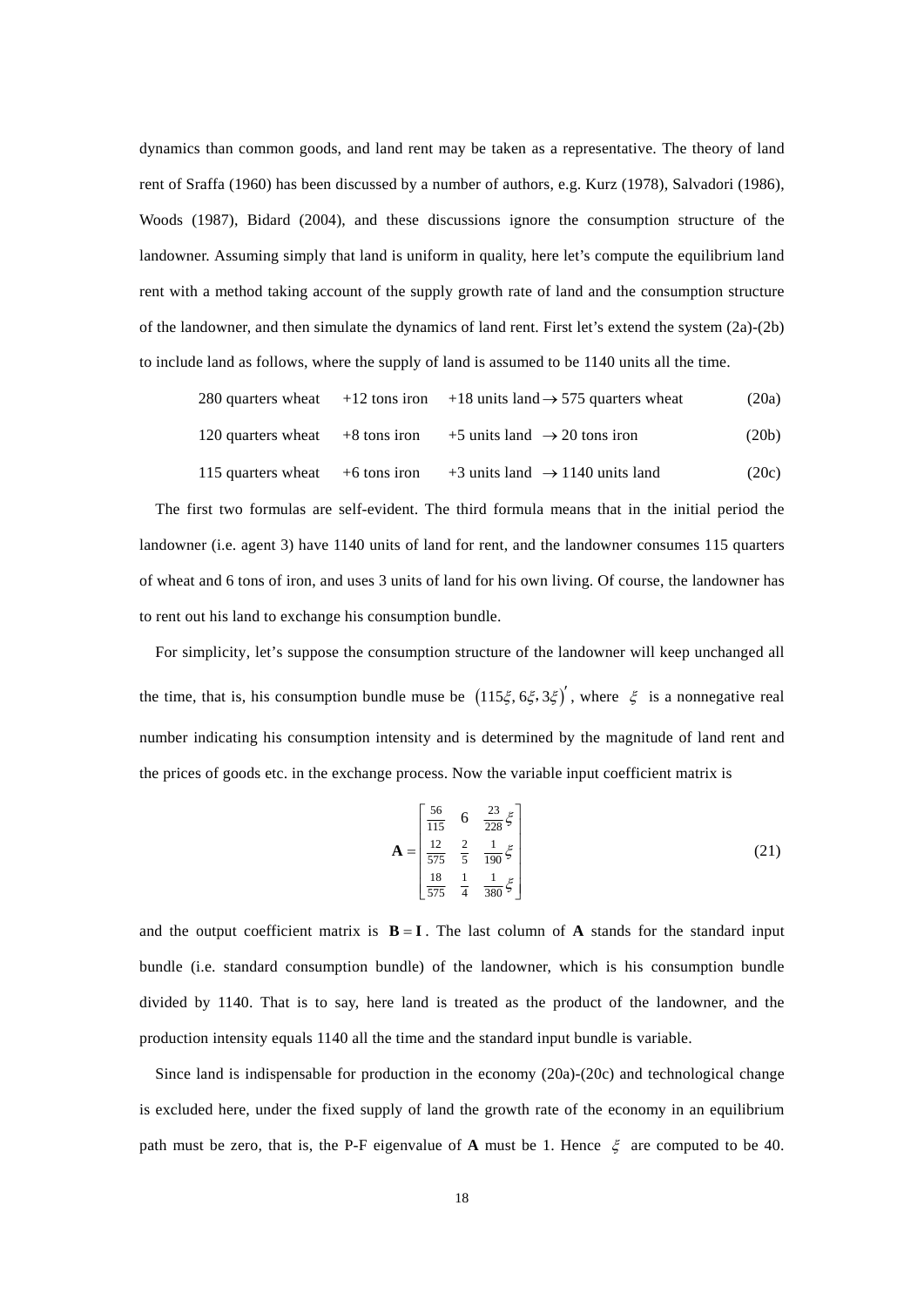dynamics than common goods, and land rent may be taken as a representative. The theory of land rent of Sraffa (1960) has been discussed by a number of authors, e.g. Kurz (1978), Salvadori (1986), Woods (1987), Bidard (2004), and these discussions ignore the consumption structure of the landowner. Assuming simply that land is uniform in quality, here let's compute the equilibrium land rent with a method taking account of the supply growth rate of land and the consumption structure of the landowner, and then simulate the dynamics of land rent. First let's extend the system (2a)-(2b) to include land as follows, where the supply of land is assumed to be 1140 units all the time.

$$\text{280 quarters wheat} \quad +12 \text{ tons iron} \quad +18 \text{ units land} \rightarrow 575 \text{ quarters wheat} \tag{20a}$$

$$\text{120 quarters wheat} \quad +8 \text{ tons iron} \quad +5 \text{ units land} \rightarrow 20 \text{ tons iron} \tag{20b}$$

$$\text{115 quarters wheat} \quad +6 \text{ tons iron} \quad +3 \text{ units land} \rightarrow 1140 \text{ units land} \tag{20c}$$

The first two formulas are self-evident. The third formula means that in the initial period the landowner (i.e. agent 3) have 1140 units of land for rent, and the landowner consumes 115 quarters of wheat and 6 tons of iron, and uses 3 units of land for his own living. Of course, the landowner has to rent out his land to exchange his consumption bundle.

For simplicity, let's suppose the consumption structure of the landowner will keep unchanged all the time, that is, his consumption bundle muse be $(115\xi, 6\xi, 3\xi)'$, where $\xi$ is a nonnegative real number indicating his consumption intensity and is determined by the magnitude of land rent and the prices of goods etc. in the exchange process. Now the variable input coefficient matrix is

$$\mathbf{A} = \begin{bmatrix} \frac{56}{115} & 6 & \frac{23}{228}\xi \\ \frac{12}{575} & \frac{2}{5} & \frac{1}{190}\xi \\ \frac{18}{575} & \frac{1}{4} & \frac{1}{380}\xi \end{bmatrix} \tag{21}$$

and the output coefficient matrix is $\mathbf{B} = \mathbf{I}$. The last column of $\mathbf{A}$ stands for the standard input bundle (i.e. standard consumption bundle) of the landowner, which is his consumption bundle divided by 1140. That is to say, here land is treated as the product of the landowner, and the production intensity equals 1140 all the time and the standard input bundle is variable.

Since land is indispensable for production in the economy (20a)-(20c) and technological change is excluded here, under the fixed supply of land the growth rate of the economy in an equilibrium path must be zero, that is, the P-F eigenvalue of $\mathbf{A}$ must be 1. Hence $\xi$ are computed to be 40.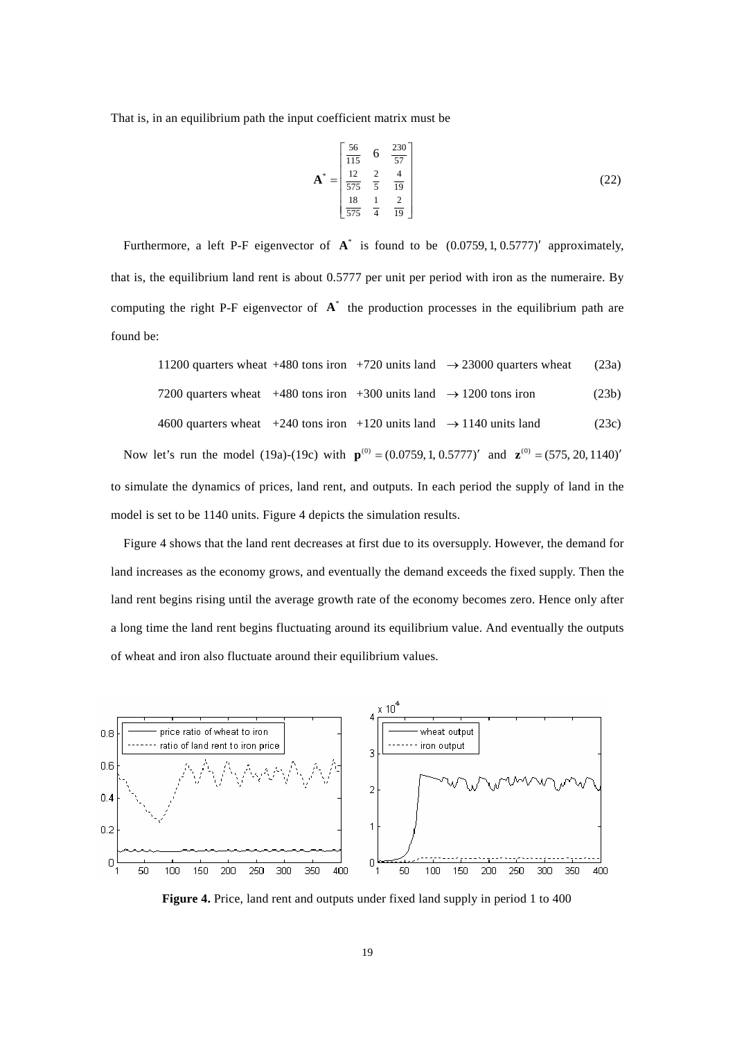That is, in an equilibrium path the input coefficient matrix must be

$$\mathbf{A}^* = \begin{bmatrix} \frac{56}{115} & 6 & \frac{230}{57} \\ \frac{12}{575} & \frac{2}{5} & \frac{4}{19} \\ \frac{18}{575} & \frac{1}{4} & \frac{2}{19} \end{bmatrix} \tag{22}$$

Furthermore, a left P-F eigenvector of $\mathbf{A}^*$ is found to be $(0.0759, 1, 0.5777)'$ approximately, that is, the equilibrium land rent is about 0.5777 per unit per period with iron as the numeraire. By computing the right P-F eigenvector of $\mathbf{A}^*$ the production processes in the equilibrium path are found be:

11200 quarters wheat +480 tons iron +720 units land $\rightarrow$ 23000 quarters wheat (23a)

7200 quarters wheat +480 tons iron +300 units land $\rightarrow$ 1200 tons iron (23b)

4600 quarters wheat +240 tons iron +120 units land $\rightarrow$ 1140 units land (23c)

Now let's run the model (19a)-(19c) with $\mathbf{p}^{(0)} = (0.0759, 1, 0.5777)'$ and $\mathbf{z}^{(0)} = (575, 20, 1140)'$ to simulate the dynamics of prices, land rent, and outputs. In each period the supply of land in the model is set to be 1140 units. Figure 4 depicts the simulation results.

Figure 4 shows that the land rent decreases at first due to its oversupply. However, the demand for land increases as the economy grows, and eventually the demand exceeds the fixed supply. Then the land rent begins rising until the average growth rate of the economy becomes zero. Hence only after a long time the land rent begins fluctuating around its equilibrium value. And eventually the outputs of wheat and iron also fluctuate around their equilibrium values.

**Figure 4.** Price, land rent and outputs under fixed land supply in period 1 to 400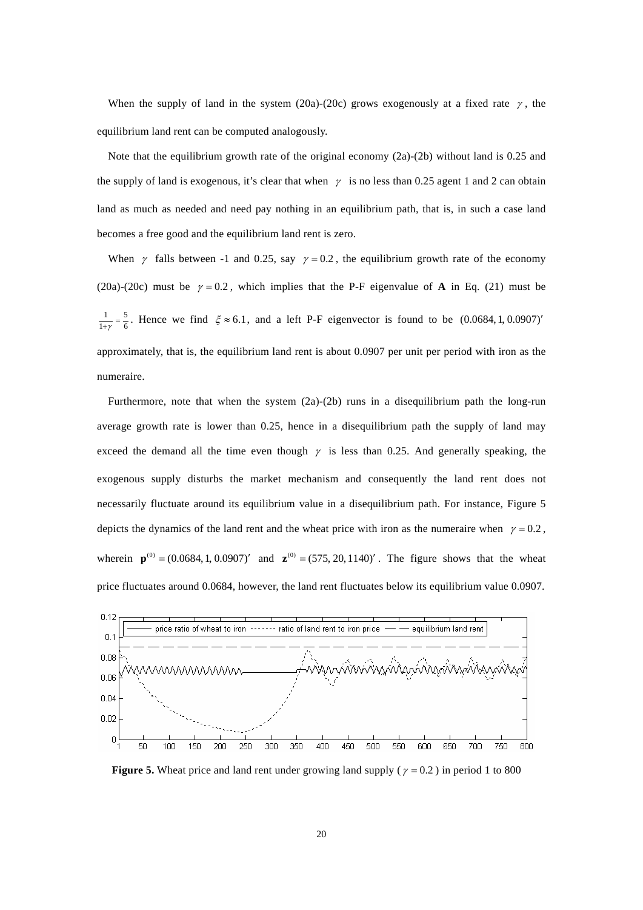When the supply of land in the system (20a)-(20c) grows exogenously at a fixed rate $\gamma$, the equilibrium land rent can be computed analogously.

Note that the equilibrium growth rate of the original economy (2a)-(2b) without land is 0.25 and the supply of land is exogenous, it's clear that when $\gamma$ is no less than 0.25 agent 1 and 2 can obtain land as much as needed and need pay nothing in an equilibrium path, that is, in such a case land becomes a free good and the equilibrium land rent is zero.

When $\gamma$ falls between -1 and 0.25, say $\gamma = 0.2$, the equilibrium growth rate of the economy (20a)-(20c) must be $\gamma = 0.2$, which implies that the P-F eigenvalue of **A** in Eq. (21) must be $\frac{1}{1+\gamma} = \frac{5}{6}$. Hence we find $\xi \approx 6.1$, and a left P-F eigenvector is found to be $(0.0684, 1, 0.0907)'$ approximately, that is, the equilibrium land rent is about 0.0907 per unit per period with iron as the numeraire.

Furthermore, note that when the system (2a)-(2b) runs in a disequilibrium path the long-run average growth rate is lower than 0.25, hence in a disequilibrium path the supply of land may exceed the demand all the time even though $\gamma$ is less than 0.25. And generally speaking, the exogenous supply disturbs the market mechanism and consequently the land rent does not necessarily fluctuate around its equilibrium value in a disequilibrium path. For instance, Figure 5 depicts the dynamics of the land rent and the wheat price with iron as the numeraire when $\gamma = 0.2$, wherein $\mathbf{p}^{(0)} = (0.0684, 1, 0.0907)'$ and $\mathbf{z}^{(0)} = (575, 20, 1140)'$. The figure shows that the wheat price fluctuates around 0.0684, however, the land rent fluctuates below its equilibrium value 0.0907.

**Figure 5.** Wheat price and land rent under growing land supply ( $\gamma = 0.2$ ) in period 1 to 800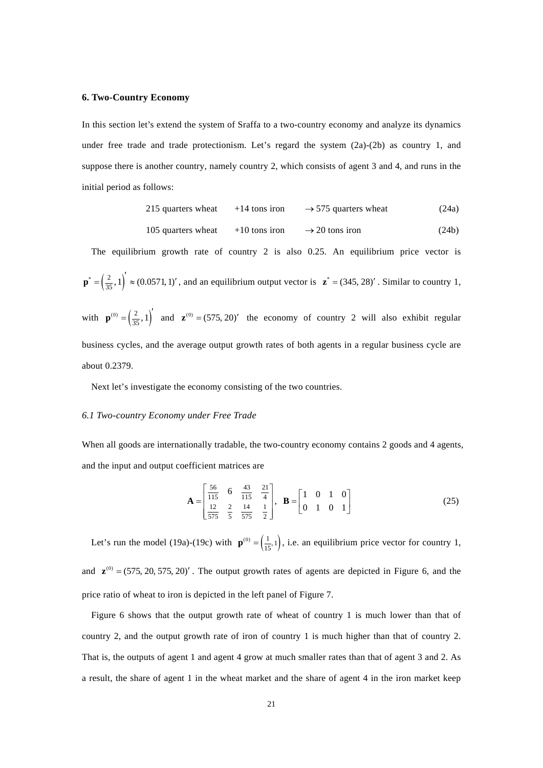## 6. Two-Country Economy

In this section let's extend the system of Sraffa to a two-country economy and analyze its dynamics under free trade and trade protectionism. Let's regard the system (2a)-(2b) as country 1, and suppose there is another country, namely country 2, which consists of agent 3 and 4, and runs in the initial period as follows:

$$215 \text{ quarters wheat} \quad +14 \text{ tons iron} \quad \rightarrow 575 \text{ quarters wheat} \tag{24a}$$

$$105 \text{ quarters wheat} \quad +10 \text{ tons iron} \quad \rightarrow 20 \text{ tons iron} \tag{24b}$$

The equilibrium growth rate of country 2 is also 0.25. An equilibrium price vector is $\mathbf{p}^* = \left(\frac{2}{35}, 1\right)' \approx (0.0571, 1)'$, and an equilibrium output vector is $\mathbf{z}^* = (345, 28)'$. Similar to country 1, with $\mathbf{p}^{(0)} = \left(\frac{2}{35}, 1\right)'$ and $\mathbf{z}^{(0)} = (575, 20)'$ the economy of country 2 will also exhibit regular business cycles, and the average output growth rates of both agents in a regular business cycle are about 0.2379.

Next let's investigate the economy consisting of the two countries.

### *6.1 Two-country Economy under Free Trade*

When all goods are internationally tradable, the two-country economy contains 2 goods and 4 agents, and the input and output coefficient matrices are

$$\mathbf{A} = \begin{bmatrix} \frac{56}{115} & 6 & \frac{43}{115} & \frac{21}{4} \\ \frac{12}{575} & \frac{2}{5} & \frac{14}{575} & \frac{1}{2} \end{bmatrix}, \quad \mathbf{B} = \begin{bmatrix} 1 & 0 & 1 & 0 \\ 0 & 1 & 0 & 1 \end{bmatrix} \tag{25}$$

Let's run the model (19a)-(19c) with $\mathbf{p}^{(0)} = \left(\frac{1}{15}, 1\right)$, i.e. an equilibrium price vector for country 1, and $\mathbf{z}^{(0)} = (575, 20, 575, 20)'$. The output growth rates of agents are depicted in Figure 6, and the price ratio of wheat to iron is depicted in the left panel of Figure 7.

Figure 6 shows that the output growth rate of wheat of country 1 is much lower than that of country 2, and the output growth rate of iron of country 1 is much higher than that of country 2. That is, the outputs of agent 1 and agent 4 grow at much smaller rates than that of agent 3 and 2. As a result, the share of agent 1 in the wheat market and the share of agent 4 in the iron market keep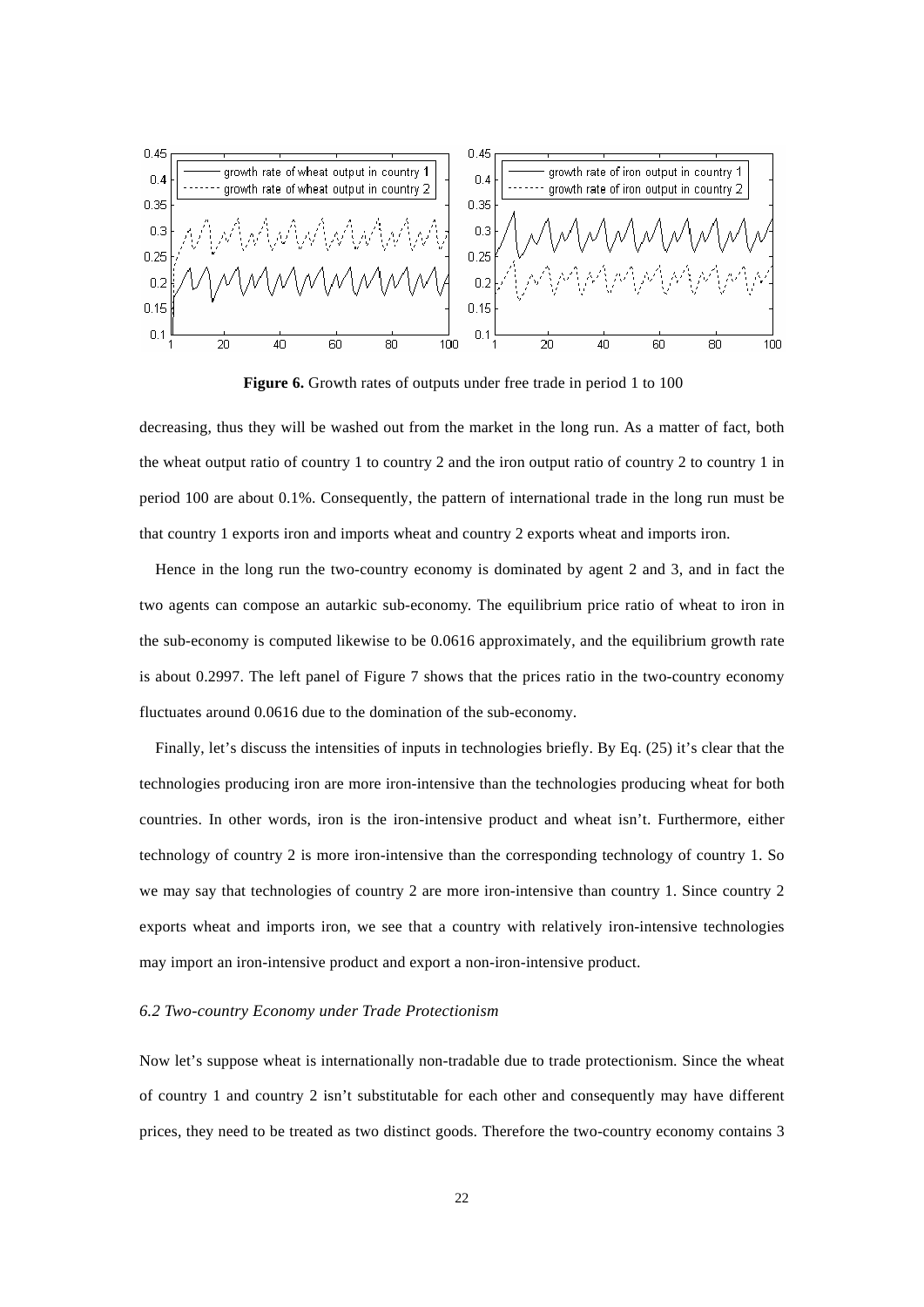**Figure 6.** Growth rates of outputs under free trade in period 1 to 100

decreasing, thus they will be washed out from the market in the long run. As a matter of fact, both the wheat output ratio of country 1 to country 2 and the iron output ratio of country 2 to country 1 in period 100 are about 0.1%. Consequently, the pattern of international trade in the long run must be that country 1 exports iron and imports wheat and country 2 exports wheat and imports iron.

Hence in the long run the two-country economy is dominated by agent 2 and 3, and in fact the two agents can compose an autarkic sub-economy. The equilibrium price ratio of wheat to iron in the sub-economy is computed likewise to be 0.0616 approximately, and the equilibrium growth rate is about 0.2997. The left panel of Figure 7 shows that the prices ratio in the two-country economy fluctuates around 0.0616 due to the domination of the sub-economy.

Finally, let's discuss the intensities of inputs in technologies briefly. By Eq. (25) it's clear that the technologies producing iron are more iron-intensive than the technologies producing wheat for both countries. In other words, iron is the iron-intensive product and wheat isn't. Furthermore, either technology of country 2 is more iron-intensive than the corresponding technology of country 1. So we may say that technologies of country 2 are more iron-intensive than country 1. Since country 2 exports wheat and imports iron, we see that a country with relatively iron-intensive technologies may import an iron-intensive product and export a non-iron-intensive product.

### *6.2 Two-country Economy under Trade Protectionism*

Now let's suppose wheat is internationally non-tradable due to trade protectionism. Since the wheat of country 1 and country 2 isn't substitutable for each other and consequently may have different prices, they need to be treated as two distinct goods. Therefore the two-country economy contains 3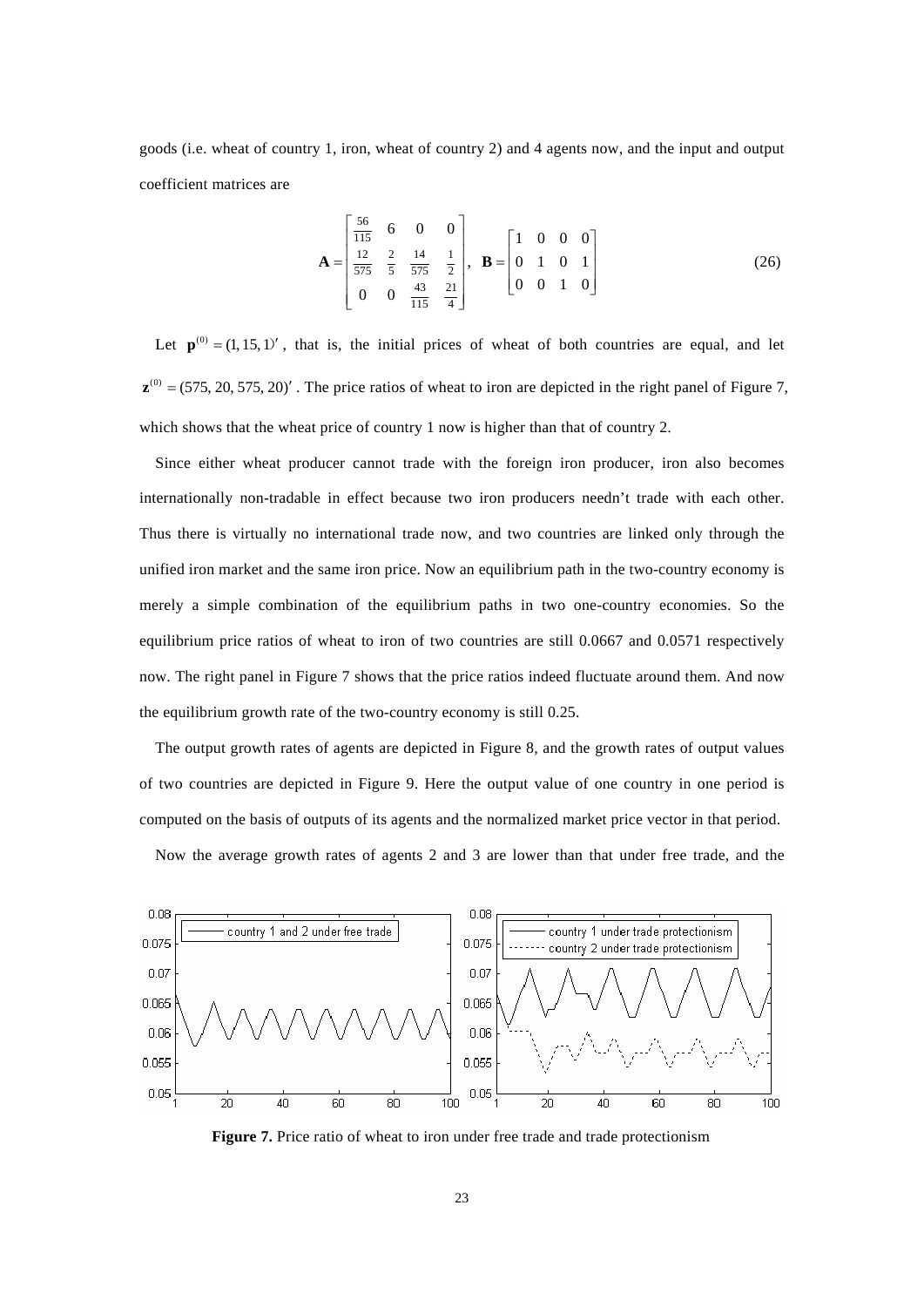goods (i.e. wheat of country 1, iron, wheat of country 2) and 4 agents now, and the input and output coefficient matrices are

$$
\mathbf{A} = \begin{bmatrix} \frac{56}{115} & 6 & 0 & 0 \\ \frac{12}{575} & \frac{2}{5} & \frac{14}{575} & \frac{1}{2} \\ 0 & 0 & \frac{43}{115} & \frac{21}{4} \end{bmatrix}, \quad \mathbf{B} = \begin{bmatrix} 1 & 0 & 0 & 0 \\ 0 & 1 & 0 & 1 \\ 0 & 0 & 1 & 0 \end{bmatrix} \tag{26}
$$

Let $\mathbf{p}^{(0)} = (1, 15, 1)'$, that is, the initial prices of wheat of both countries are equal, and let $\mathbf{z}^{(0)} = (575, 20, 575, 20)'$. The price ratios of wheat to iron are depicted in the right panel of Figure 7, which shows that the wheat price of country 1 now is higher than that of country 2.

Since either wheat producer cannot trade with the foreign iron producer, iron also becomes internationally non-tradable in effect because two iron producers needn't trade with each other. Thus there is virtually no international trade now, and two countries are linked only through the unified iron market and the same iron price. Now an equilibrium path in the two-country economy is merely a simple combination of the equilibrium paths in two one-country economies. So the equilibrium price ratios of wheat to iron of two countries are still 0.0667 and 0.0571 respectively now. The right panel in Figure 7 shows that the price ratios indeed fluctuate around them. And now the equilibrium growth rate of the two-country economy is still 0.25.

The output growth rates of agents are depicted in Figure 8, and the growth rates of output values of two countries are depicted in Figure 9. Here the output value of one country in one period is computed on the basis of outputs of its agents and the normalized market price vector in that period.

Now the average growth rates of agents 2 and 3 are lower than that under free trade, and the

**Figure 7.** Price ratio of wheat to iron under free trade and trade protectionism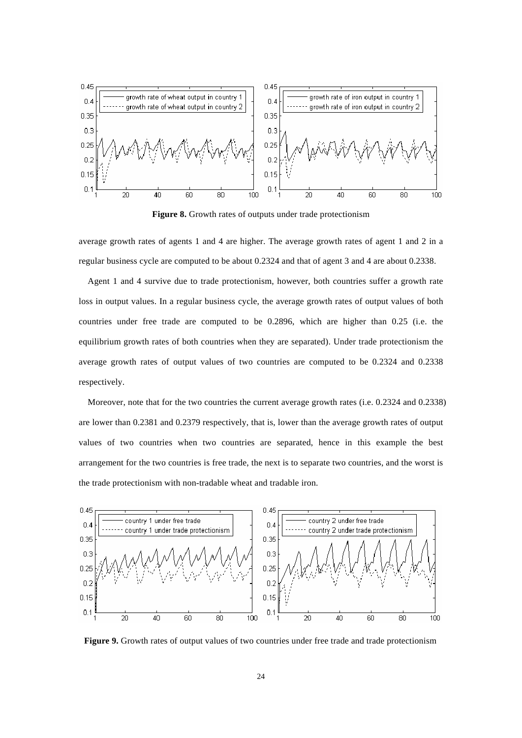**Figure 8.** Growth rates of outputs under trade protectionism

average growth rates of agents 1 and 4 are higher. The average growth rates of agent 1 and 2 in a regular business cycle are computed to be about 0.2324 and that of agent 3 and 4 are about 0.2338.

Agent 1 and 4 survive due to trade protectionism, however, both countries suffer a growth rate loss in output values. In a regular business cycle, the average growth rates of output values of both countries under free trade are computed to be 0.2896, which are higher than 0.25 (i.e. the equilibrium growth rates of both countries when they are separated). Under trade protectionism the average growth rates of output values of two countries are computed to be 0.2324 and 0.2338 respectively.

Moreover, note that for the two countries the current average growth rates (i.e. 0.2324 and 0.2338) are lower than 0.2381 and 0.2379 respectively, that is, lower than the average growth rates of output values of two countries when two countries are separated, hence in this example the best arrangement for the two countries is free trade, the next is to separate two countries, and the worst is the trade protectionism with non-tradable wheat and tradable iron.

**Figure 9.** Growth rates of output values of two countries under free trade and trade protectionism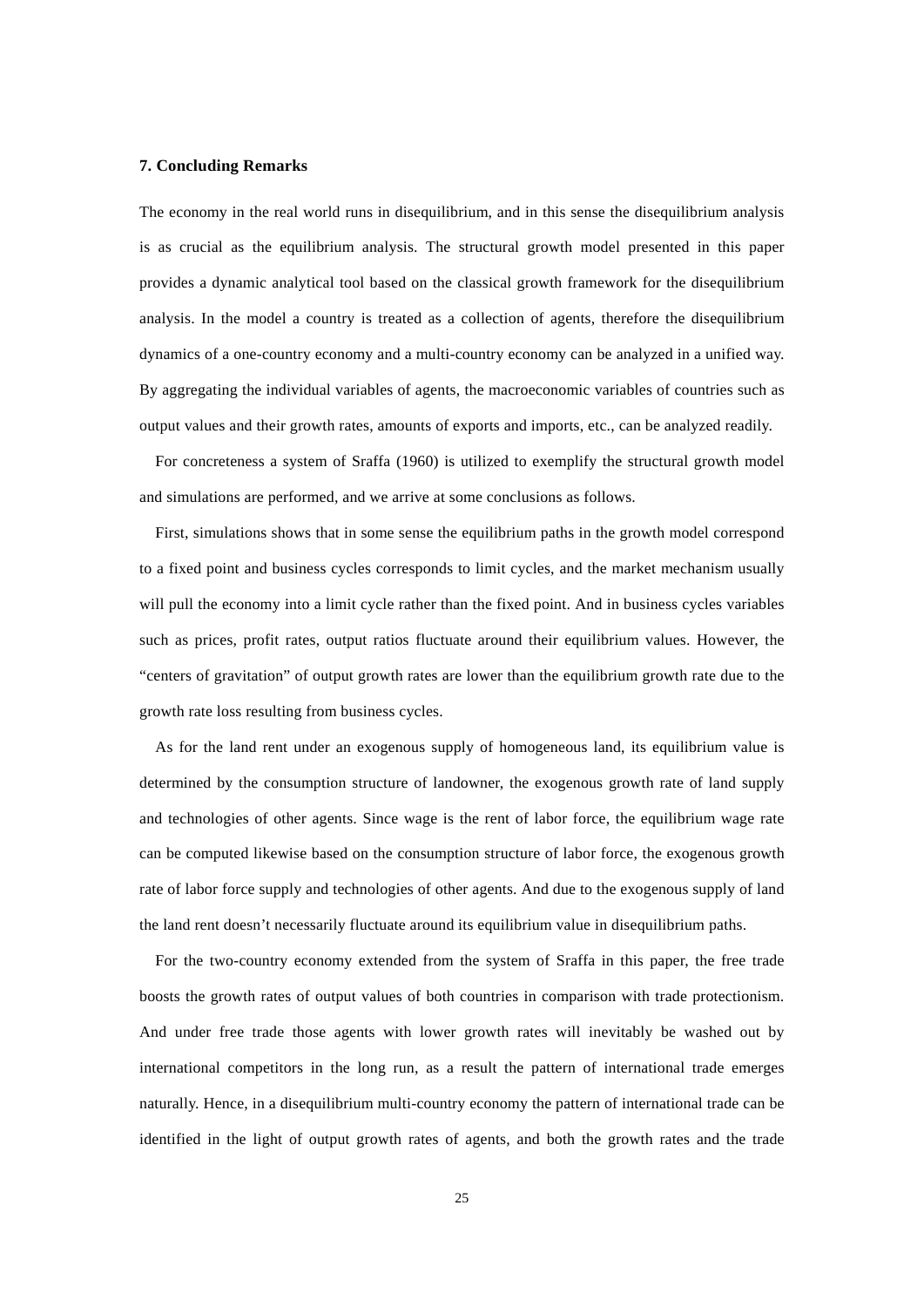## 7. Concluding Remarks

The economy in the real world runs in disequilibrium, and in this sense the disequilibrium analysis is as crucial as the equilibrium analysis. The structural growth model presented in this paper provides a dynamic analytical tool based on the classical growth framework for the disequilibrium analysis. In the model a country is treated as a collection of agents, therefore the disequilibrium dynamics of a one-country economy and a multi-country economy can be analyzed in a unified way. By aggregating the individual variables of agents, the macroeconomic variables of countries such as output values and their growth rates, amounts of exports and imports, etc., can be analyzed readily.

For concreteness a system of Sraffa (1960) is utilized to exemplify the structural growth model and simulations are performed, and we arrive at some conclusions as follows.

First, simulations shows that in some sense the equilibrium paths in the growth model correspond to a fixed point and business cycles corresponds to limit cycles, and the market mechanism usually will pull the economy into a limit cycle rather than the fixed point. And in business cycles variables such as prices, profit rates, output ratios fluctuate around their equilibrium values. However, the "centers of gravitation" of output growth rates are lower than the equilibrium growth rate due to the growth rate loss resulting from business cycles.

As for the land rent under an exogenous supply of homogeneous land, its equilibrium value is determined by the consumption structure of landowner, the exogenous growth rate of land supply and technologies of other agents. Since wage is the rent of labor force, the equilibrium wage rate can be computed likewise based on the consumption structure of labor force, the exogenous growth rate of labor force supply and technologies of other agents. And due to the exogenous supply of land the land rent doesn't necessarily fluctuate around its equilibrium value in disequilibrium paths.

For the two-country economy extended from the system of Sraffa in this paper, the free trade boosts the growth rates of output values of both countries in comparison with trade protectionism. And under free trade those agents with lower growth rates will inevitably be washed out by international competitors in the long run, as a result the pattern of international trade emerges naturally. Hence, in a disequilibrium multi-country economy the pattern of international trade can be identified in the light of output growth rates of agents, and both the growth rates and the trade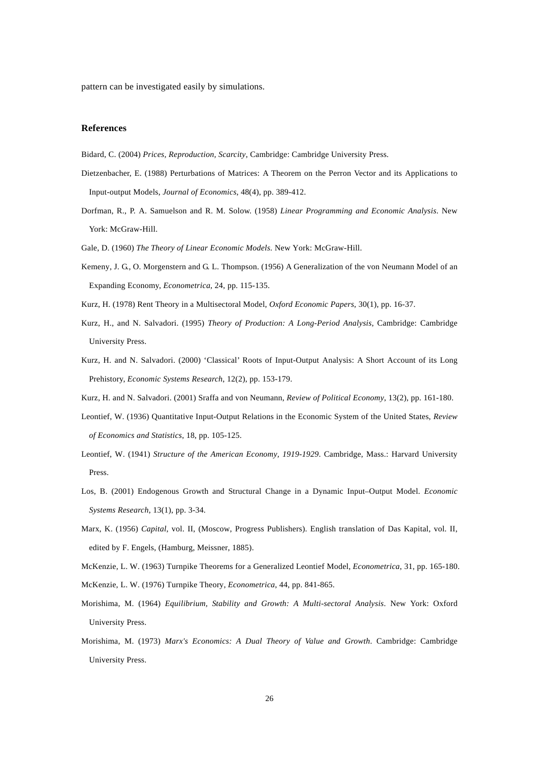pattern can be investigated easily by simulations.

## References

Bidard, C. (2004) *Prices, Reproduction, Scarcity*, Cambridge: Cambridge University Press.

Dietzenbacher, E. (1988) Perturbations of Matrices: A Theorem on the Perron Vector and its Applications to Input-output Models, *Journal of Economics*, 48(4), pp. 389-412.

Dorfman, R., P. A. Samuelson and R. M. Solow. (1958) *Linear Programming and Economic Analysis*. New York: McGraw-Hill.

Gale, D. (1960) *The Theory of Linear Economic Models*. New York: McGraw-Hill.

Kemeny, J. G., O. Morgenstern and G. L. Thompson. (1956) A Generalization of the von Neumann Model of an Expanding Economy, *Econometrica*, 24, pp. 115-135.

Kurz, H. (1978) Rent Theory in a Multisectoral Model, *Oxford Economic Papers*, 30(1), pp. 16-37.

Kurz, H., and N. Salvadori. (1995) *Theory of Production: A Long-Period Analysis*, Cambridge: Cambridge University Press.

Kurz, H. and N. Salvadori. (2000) 'Classical' Roots of Input-Output Analysis: A Short Account of its Long Prehistory, *Economic Systems Research*, 12(2), pp. 153-179.

Kurz, H. and N. Salvadori. (2001) Sraffa and von Neumann, *Review of Political Economy*, 13(2), pp. 161-180.

Leontief, W. (1936) Quantitative Input-Output Relations in the Economic System of the United States, *Review of Economics and Statistics*, 18, pp. 105-125.

Leontief, W. (1941) *Structure of the American Economy, 1919-1929*. Cambridge, Mass.: Harvard University Press.

Los, B. (2001) Endogenous Growth and Structural Change in a Dynamic Input–Output Model. *Economic Systems Research*, 13(1), pp. 3-34.

Marx, K. (1956) *Capital*, vol. II, (Moscow, Progress Publishers). English translation of Das Kapital, vol. II, edited by F. Engels, (Hamburg, Meissner, 1885).

McKenzie, L. W. (1963) Turnpike Theorems for a Generalized Leontief Model, *Econometrica*, 31, pp. 165-180.

McKenzie, L. W. (1976) Turnpike Theory, *Econometrica*, 44, pp. 841-865.

Morishima, M. (1964) *Equilibrium, Stability and Growth: A Multi-sectoral Analysis*. New York: Oxford University Press.

Morishima, M. (1973) *Marx's Economics: A Dual Theory of Value and Growth*. Cambridge: Cambridge University Press.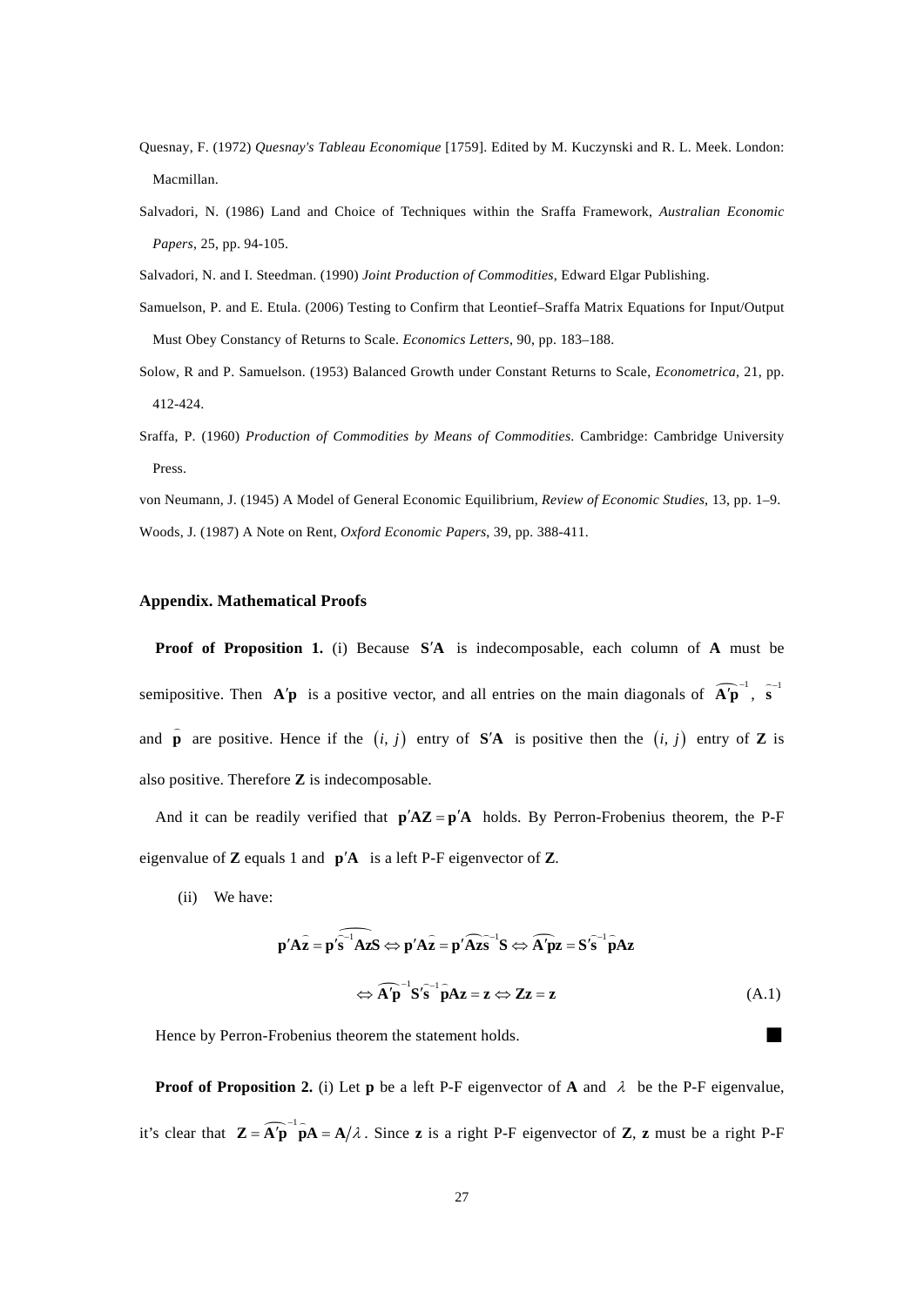Quesnay, F. (1972) *Quesnay's Tableau Economique* [1759]. Edited by M. Kuczynski and R. L. Meek. London: Macmillan.

Salvadori, N. (1986) Land and Choice of Techniques within the Sraffa Framework, *Australian Economic Papers*, 25, pp. 94-105.

Salvadori, N. and I. Steedman. (1990) *Joint Production of Commodities*, Edward Elgar Publishing.

Samuelson, P. and E. Etula. (2006) Testing to Confirm that Leontief–Sraffa Matrix Equations for Input/Output Must Obey Constancy of Returns to Scale. *Economics Letters*, 90, pp. 183–188.

Solow, R and P. Samuelson. (1953) Balanced Growth under Constant Returns to Scale, *Econometrica*, 21, pp. 412-424.

Sraffa, P. (1960) *Production of Commodities by Means of Commodities*. Cambridge: Cambridge University Press.

von Neumann, J. (1945) A Model of General Economic Equilibrium, *Review of Economic Studies*, 13, pp. 1–9.

Woods, J. (1987) A Note on Rent, *Oxford Economic Papers*, 39, pp. 388-411.

## Appendix. Mathematical Proofs

**Proof of Proposition 1.** (i) Because $\mathbf{S}'\mathbf{A}$ is indecomposable, each column of $\mathbf{A}$ must be semipositive. Then $\mathbf{A}'\mathbf{p}$ is a positive vector, and all entries on the main diagonals of $\widehat{\mathbf{A}'\mathbf{p}}^{-1}$, $\hat{\mathbf{s}}^{-1}$ and $\hat{\mathbf{p}}$ are positive. Hence if the $(i, j)$ entry of $\mathbf{S}'\mathbf{A}$ is positive then the $(i, j)$ entry of $\mathbf{Z}$ is also positive. Therefore $\mathbf{Z}$ is indecomposable.

And it can be readily verified that $\mathbf{p}'\mathbf{A}\mathbf{Z} = \mathbf{p}'\mathbf{A}$ holds. By Perron-Frobenius theorem, the P-F eigenvalue of $\mathbf{Z}$ equals 1 and $\mathbf{p}'\mathbf{A}$ is a left P-F eigenvector of $\mathbf{Z}$.

(ii) We have:

$$\mathbf{p}'\mathbf{A}\hat{\mathbf{z}} = \mathbf{p}'\widehat{\hat{\mathbf{s}}^{-1}\mathbf{A}\mathbf{z}\mathbf{S}} \Leftrightarrow \mathbf{p}'\mathbf{A}\hat{\mathbf{z}} = \mathbf{p}'\widehat{\mathbf{A}\mathbf{z}}\hat{\mathbf{s}}^{-1}\mathbf{S} \Leftrightarrow \widehat{\mathbf{A}'\mathbf{p}}\mathbf{z} = \mathbf{S}'\hat{\mathbf{s}}^{-1}\hat{\mathbf{p}}\mathbf{A}\mathbf{z}$$

$$\Leftrightarrow \widehat{\mathbf{A}'\mathbf{p}}^{-1}\mathbf{S}'\hat{\mathbf{s}}^{-1}\hat{\mathbf{p}}\mathbf{A}\mathbf{z} = \mathbf{z} \Leftrightarrow \mathbf{Z}\mathbf{z} = \mathbf{z} \tag{A.1}$$

Hence by Perron-Frobenius theorem the statement holds. ■

**Proof of Proposition 2.** (i) Let $\mathbf{p}$ be a left P-F eigenvector of $\mathbf{A}$ and $\lambda$ be the P-F eigenvalue, it's clear that $\mathbf{Z} = \widehat{\mathbf{A}'\mathbf{p}}^{-1}\hat{\mathbf{p}}\mathbf{A} = \mathbf{A}/\lambda$. Since $\mathbf{z}$ is a right P-F eigenvector of $\mathbf{Z}$, $\mathbf{z}$ must be a right P-F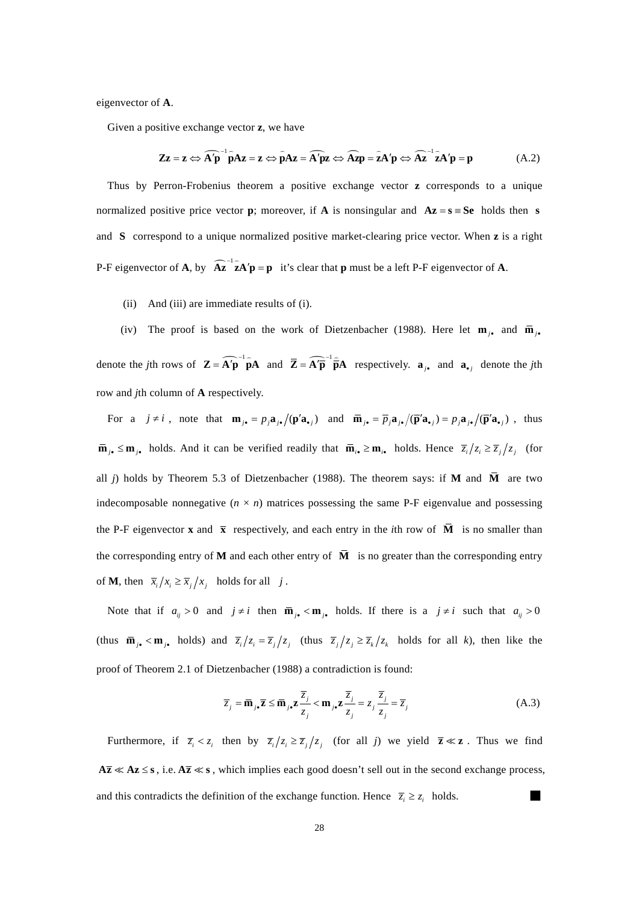eigenvector of **A**.

Given a positive exchange vector **z**, we have

$$\mathbf{Zz} = \mathbf{z} \Leftrightarrow \widehat{\mathbf{A}'\mathbf{p}}^{-1}\hat{\mathbf{p}}\mathbf{Az} = \mathbf{z} \Leftrightarrow \hat{\mathbf{p}}\mathbf{Az} = \widehat{\mathbf{A}'\mathbf{p}}\mathbf{z} \Leftrightarrow \widehat{\mathbf{Az}}\mathbf{p} = \hat{\mathbf{z}}\mathbf{A}'\mathbf{p} \Leftrightarrow \widehat{\mathbf{Az}}^{-1}\hat{\mathbf{z}}\mathbf{A}'\mathbf{p} = \mathbf{p} \tag{A.2}$$

Thus by Perron-Frobenius theorem a positive exchange vector **z** corresponds to a unique normalized positive price vector **p**; moreover, if **A** is nonsingular and $\mathbf{Az} = \mathbf{s} \equiv \mathbf{Se}$ holds then $\mathbf{s}$ and $\mathbf{S}$ correspond to a unique normalized positive market-clearing price vector. When **z** is a right P-F eigenvector of **A**, by $\widehat{\mathbf{Az}}^{-1}\hat{\mathbf{z}}\mathbf{A}'\mathbf{p} = \mathbf{p}$ it's clear that **p** must be a left P-F eigenvector of **A**.

(ii) And (iii) are immediate results of (i).

(iv) The proof is based on the work of Dietzenbacher (1988). Here let $\mathbf{m}_{j\bullet}$ and $\overline{\mathbf{m}}_{j\bullet}$ denote the *j*th rows of $\mathbf{Z} = \widehat{\mathbf{A}'\mathbf{p}}^{-1}\hat{\mathbf{p}}\mathbf{A}$ and $\overline{\mathbf{Z}} = \widehat{\mathbf{A}'\overline{\mathbf{p}}}^{-1}\hat{\overline{\mathbf{p}}}\mathbf{A}$ respectively. $\mathbf{a}_{j\bullet}$ and $\mathbf{a}_{\bullet j}$ denote the *j*th row and *j*th column of **A** respectively.

For a $j \neq i$, note that $\mathbf{m}_{j\bullet} = p_j\mathbf{a}_{j\bullet}/(\mathbf{p}'\mathbf{a}_{\bullet j})$ and $\overline{\mathbf{m}}_{j\bullet} = \overline{p}_j\mathbf{a}_{j\bullet}/(\overline{\mathbf{p}}'\mathbf{a}_{\bullet j}) = p_j\mathbf{a}_{j\bullet}/(\overline{\mathbf{p}}'\mathbf{a}_{\bullet j})$, thus $\overline{\mathbf{m}}_{j\bullet} \leq \mathbf{m}_{j\bullet}$ holds. And it can be verified readily that $\overline{\mathbf{m}}_{i\bullet} \geq \mathbf{m}_{i\bullet}$ holds. Hence $\overline{z}_i/z_i \geq \overline{z}_j/z_j$ (for all *j*) holds by Theorem 5.3 of Dietzenbacher (1988). The theorem says: if **M** and $\overline{\mathbf{M}}$ are two indecomposable nonnegative ($n \times n$) matrices possessing the same P-F eigenvalue and possessing the P-F eigenvector **x** and $\overline{\mathbf{x}}$ respectively, and each entry in the *i*th row of $\overline{\mathbf{M}}$ is no smaller than the corresponding entry of **M** and each other entry of $\overline{\mathbf{M}}$ is no greater than the corresponding entry of **M**, then $\overline{x}_i/x_i \geq \overline{x}_j/x_j$ holds for all $j$.

Note that if $a_{ij} > 0$ and $j \neq i$ then $\overline{\mathbf{m}}_{j\bullet} < \mathbf{m}_{j\bullet}$ holds. If there is a $j \neq i$ such that $a_{ij} > 0$ (thus $\overline{\mathbf{m}}_{j\bullet} < \mathbf{m}_{j\bullet}$ holds) and $\overline{z}_i/z_i = \overline{z}_j/z_j$ (thus $\overline{z}_j/z_j \geq \overline{z}_k/z_k$ holds for all *k*), then like the proof of Theorem 2.1 of Dietzenbacher (1988) a contradiction is found:

$$\overline{z}_j = \overline{\mathbf{m}}_{j\bullet}\overline{\mathbf{z}} \leq \overline{\mathbf{m}}_{j\bullet}\mathbf{z}\frac{\overline{z}_j}{z_j} < \mathbf{m}_{j\bullet}\mathbf{z}\frac{\overline{z}_j}{z_j} = z_j\frac{\overline{z}_j}{z_j} = \overline{z}_j \tag{A.3}$$

Furthermore, if $\overline{z}_i < z_i$ then by $\overline{z}_i/z_i \geq \overline{z}_j/z_j$ (for all *j*) we yield $\overline{\mathbf{z}} \ll \mathbf{z}$. Thus we find $\mathbf{A}\overline{\mathbf{z}} \ll \mathbf{Az} \leq \mathbf{s}$, i.e. $\mathbf{A}\overline{\mathbf{z}} \ll \mathbf{s}$, which implies each good doesn't sell out in the second exchange process, and this contradicts the definition of the exchange function. Hence $\overline{z}_i \geq z_i$ holds. ■